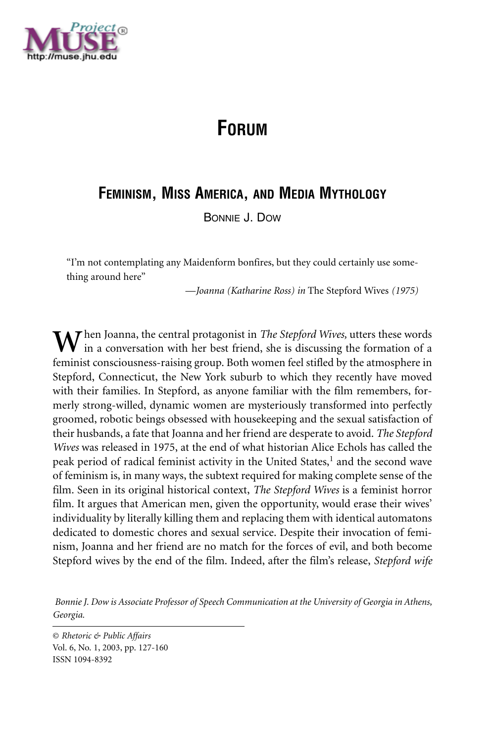# Forum

## Feminism, Miss America, and Media Mythology

Bonnie J. Dow

> "I'm not contemplating any Maidenform bonfires, but they could certainly use something around here"
>
> —*Joanna (Katharine Ross) in* The Stepford Wives *(1975)*

When Joanna, the central protagonist in *The Stepford Wives,* utters these words in a conversation with her best friend, she is discussing the formation of a feminist consciousness-raising group. Both women feel stifled by the atmosphere in Stepford, Connecticut, the New York suburb to which they recently have moved with their families. In Stepford, as anyone familiar with the film remembers, formerly strong-willed, dynamic women are mysteriously transformed into perfectly groomed, robotic beings obsessed with housekeeping and the sexual satisfaction of their husbands, a fate that Joanna and her friend are desperate to avoid. *The Stepford Wives* was released in 1975, at the end of what historian Alice Echols has called the peak period of radical feminist activity in the United States,[1] and the second wave of feminism is, in many ways, the subtext required for making complete sense of the film. Seen in its original historical context, *The Stepford Wives* is a feminist horror film. It argues that American men, given the opportunity, would erase their wives' individuality by literally killing them and replacing them with identical automatons dedicated to domestic chores and sexual service. Despite their invocation of feminism, Joanna and her friend are no match for the forces of evil, and both become Stepford wives by the end of the film. Indeed, after the film's release, *Stepford wife*

*Bonnie J. Dow is Associate Professor of Speech Communication at the University of Georgia in Athens, Georgia.*

© *Rhetoric & Public Affairs*
Vol. 6, No. 1, 2003, pp. 127-160
ISSN 1094-8392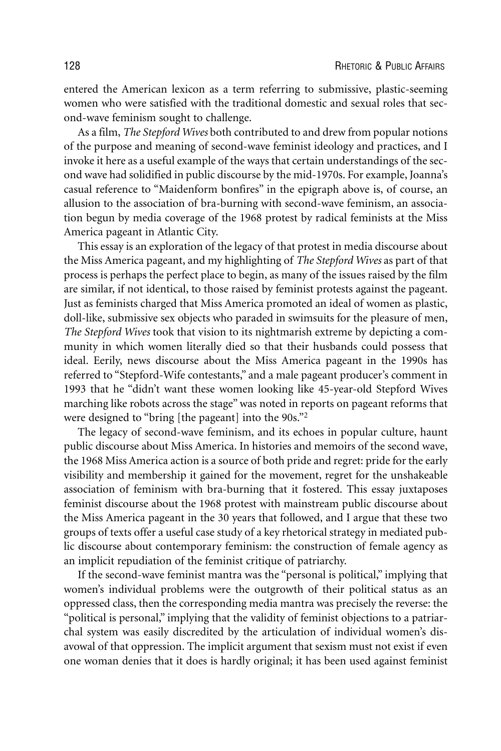entered the American lexicon as a term referring to submissive, plastic-seeming women who were satisfied with the traditional domestic and sexual roles that second-wave feminism sought to challenge.

As a film, *The Stepford Wives* both contributed to and drew from popular notions of the purpose and meaning of second-wave feminist ideology and practices, and I invoke it here as a useful example of the ways that certain understandings of the second wave had solidified in public discourse by the mid-1970s. For example, Joanna's casual reference to "Maidenform bonfires" in the epigraph above is, of course, an allusion to the association of bra-burning with second-wave feminism, an association begun by media coverage of the 1968 protest by radical feminists at the Miss America pageant in Atlantic City.

This essay is an exploration of the legacy of that protest in media discourse about the Miss America pageant, and my highlighting of *The Stepford Wives* as part of that process is perhaps the perfect place to begin, as many of the issues raised by the film are similar, if not identical, to those raised by feminist protests against the pageant. Just as feminists charged that Miss America promoted an ideal of women as plastic, doll-like, submissive sex objects who paraded in swimsuits for the pleasure of men, *The Stepford Wives* took that vision to its nightmarish extreme by depicting a community in which women literally died so that their husbands could possess that ideal. Eerily, news discourse about the Miss America pageant in the 1990s has referred to "Stepford-Wife contestants," and a male pageant producer's comment in 1993 that he "didn't want these women looking like 45-year-old Stepford Wives marching like robots across the stage" was noted in reports on pageant reforms that were designed to "bring [the pageant] into the 90s."[2]

The legacy of second-wave feminism, and its echoes in popular culture, haunt public discourse about Miss America. In histories and memoirs of the second wave, the 1968 Miss America action is a source of both pride and regret: pride for the early visibility and membership it gained for the movement, regret for the unshakeable association of feminism with bra-burning that it fostered. This essay juxtaposes feminist discourse about the 1968 protest with mainstream public discourse about the Miss America pageant in the 30 years that followed, and I argue that these two groups of texts offer a useful case study of a key rhetorical strategy in mediated public discourse about contemporary feminism: the construction of female agency as an implicit repudiation of the feminist critique of patriarchy.

If the second-wave feminist mantra was the "personal is political," implying that women's individual problems were the outgrowth of their political status as an oppressed class, then the corresponding media mantra was precisely the reverse: the "political is personal," implying that the validity of feminist objections to a patriarchal system was easily discredited by the articulation of individual women's disavowal of that oppression. The implicit argument that sexism must not exist if even one woman denies that it does is hardly original; it has been used against feminist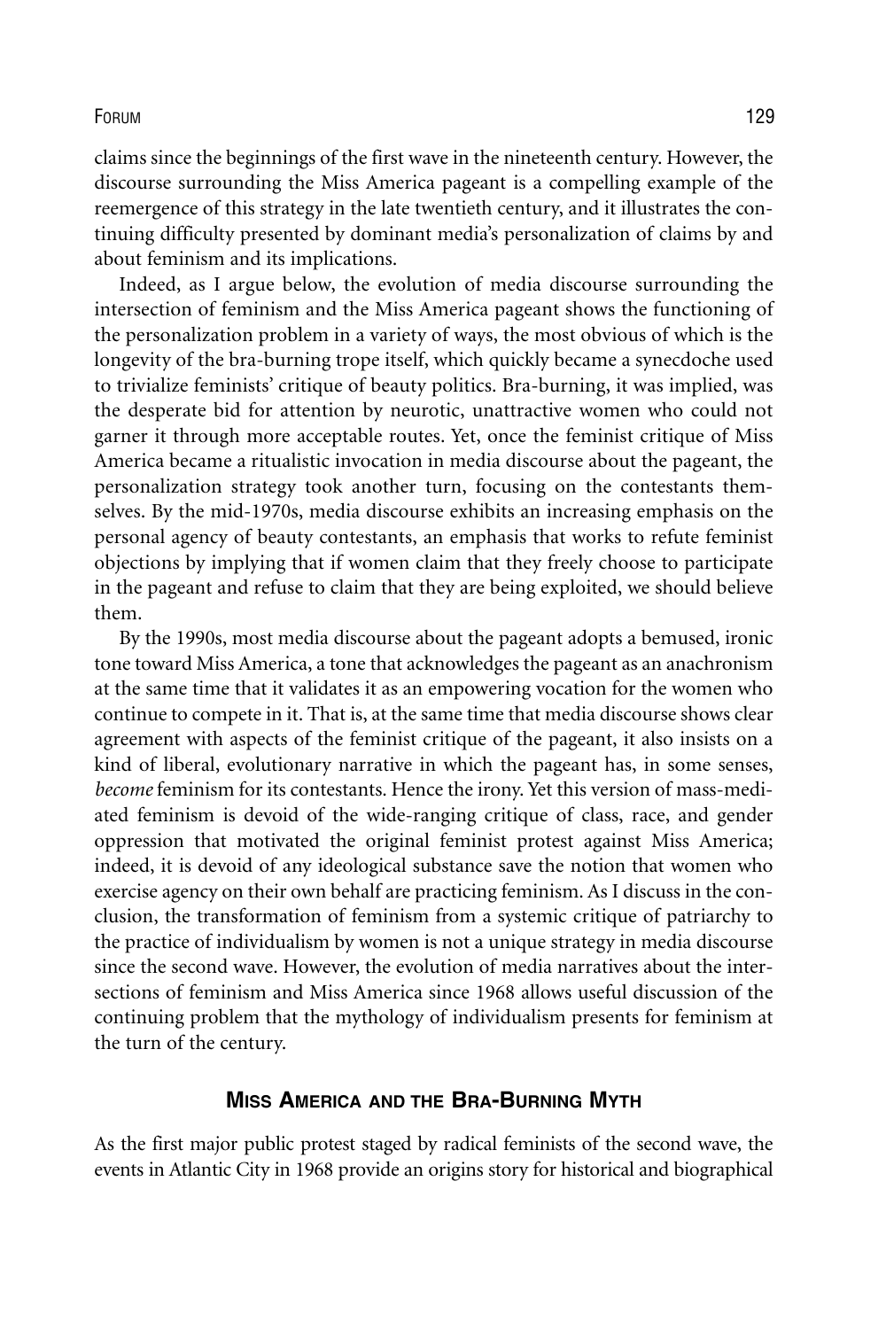claims since the beginnings of the first wave in the nineteenth century. However, the discourse surrounding the Miss America pageant is a compelling example of the reemergence of this strategy in the late twentieth century, and it illustrates the continuing difficulty presented by dominant media's personalization of claims by and about feminism and its implications.

Indeed, as I argue below, the evolution of media discourse surrounding the intersection of feminism and the Miss America pageant shows the functioning of the personalization problem in a variety of ways, the most obvious of which is the longevity of the bra-burning trope itself, which quickly became a synecdoche used to trivialize feminists' critique of beauty politics. Bra-burning, it was implied, was the desperate bid for attention by neurotic, unattractive women who could not garner it through more acceptable routes. Yet, once the feminist critique of Miss America became a ritualistic invocation in media discourse about the pageant, the personalization strategy took another turn, focusing on the contestants themselves. By the mid-1970s, media discourse exhibits an increasing emphasis on the personal agency of beauty contestants, an emphasis that works to refute feminist objections by implying that if women claim that they freely choose to participate in the pageant and refuse to claim that they are being exploited, we should believe them.

By the 1990s, most media discourse about the pageant adopts a bemused, ironic tone toward Miss America, a tone that acknowledges the pageant as an anachronism at the same time that it validates it as an empowering vocation for the women who continue to compete in it. That is, at the same time that media discourse shows clear agreement with aspects of the feminist critique of the pageant, it also insists on a kind of liberal, evolutionary narrative in which the pageant has, in some senses, *become* feminism for its contestants. Hence the irony. Yet this version of mass-mediated feminism is devoid of the wide-ranging critique of class, race, and gender oppression that motivated the original feminist protest against Miss America; indeed, it is devoid of any ideological substance save the notion that women who exercise agency on their own behalf are practicing feminism. As I discuss in the conclusion, the transformation of feminism from a systemic critique of patriarchy to the practice of individualism by women is not a unique strategy in media discourse since the second wave. However, the evolution of media narratives about the intersections of feminism and Miss America since 1968 allows useful discussion of the continuing problem that the mythology of individualism presents for feminism at the turn of the century.

## Miss America and the Bra-Burning Myth

As the first major public protest staged by radical feminists of the second wave, the events in Atlantic City in 1968 provide an origins story for historical and biographical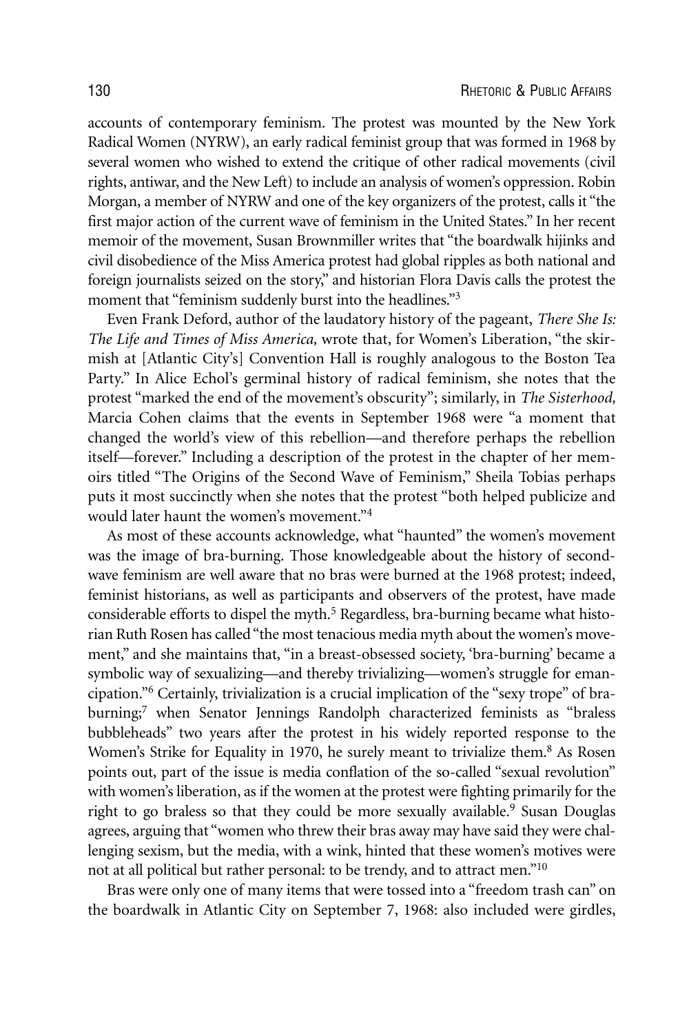accounts of contemporary feminism. The protest was mounted by the New York Radical Women (NYRW), an early radical feminist group that was formed in 1968 by several women who wished to extend the critique of other radical movements (civil rights, antiwar, and the New Left) to include an analysis of women's oppression. Robin Morgan, a member of NYRW and one of the key organizers of the protest, calls it "the first major action of the current wave of feminism in the United States." In her recent memoir of the movement, Susan Brownmiller writes that "the boardwalk hijinks and civil disobedience of the Miss America protest had global ripples as both national and foreign journalists seized on the story," and historian Flora Davis calls the protest the moment that "feminism suddenly burst into the headlines."[3]

Even Frank Deford, author of the laudatory history of the pageant, *There She Is: The Life and Times of Miss America,* wrote that, for Women's Liberation, "the skirmish at [Atlantic City's] Convention Hall is roughly analogous to the Boston Tea Party." In Alice Echol's germinal history of radical feminism, she notes that the protest "marked the end of the movement's obscurity"; similarly, in *The Sisterhood,* Marcia Cohen claims that the events in September 1968 were "a moment that changed the world's view of this rebellion—and therefore perhaps the rebellion itself—forever." Including a description of the protest in the chapter of her memoirs titled "The Origins of the Second Wave of Feminism," Sheila Tobias perhaps puts it most succinctly when she notes that the protest "both helped publicize and would later haunt the women's movement."[4]

As most of these accounts acknowledge, what "haunted" the women's movement was the image of bra-burning. Those knowledgeable about the history of second-wave feminism are well aware that no bras were burned at the 1968 protest; indeed, feminist historians, as well as participants and observers of the protest, have made considerable efforts to dispel the myth.[5] Regardless, bra-burning became what historian Ruth Rosen has called "the most tenacious media myth about the women's movement," and she maintains that, "in a breast-obsessed society, 'bra-burning' became a symbolic way of sexualizing—and thereby trivializing—women's struggle for emancipation."[6] Certainly, trivialization is a crucial implication of the "sexy trope" of bra-burning;[7] when Senator Jennings Randolph characterized feminists as "braless bubbleheads" two years after the protest in his widely reported response to the Women's Strike for Equality in 1970, he surely meant to trivialize them.[8] As Rosen points out, part of the issue is media conflation of the so-called "sexual revolution" with women's liberation, as if the women at the protest were fighting primarily for the right to go braless so that they could be more sexually available.[9] Susan Douglas agrees, arguing that "women who threw their bras away may have said they were challenging sexism, but the media, with a wink, hinted that these women's motives were not at all political but rather personal: to be trendy, and to attract men."[10]

Bras were only one of many items that were tossed into a "freedom trash can" on the boardwalk in Atlantic City on September 7, 1968: also included were girdles,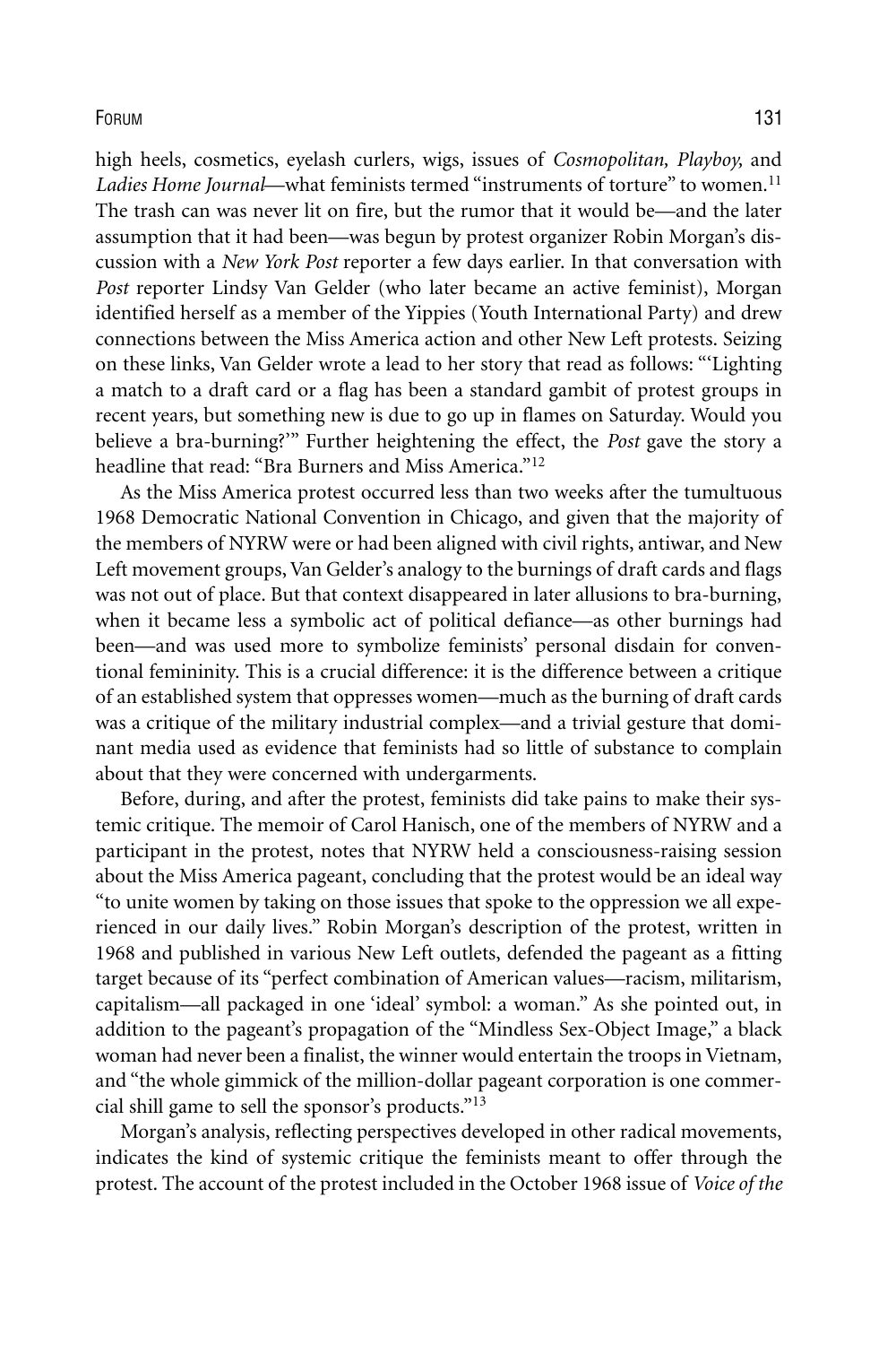high heels, cosmetics, eyelash curlers, wigs, issues of *Cosmopolitan, Playboy,* and *Ladies Home Journal*—what feminists termed "instruments of torture" to women.[11] The trash can was never lit on fire, but the rumor that it would be—and the later assumption that it had been—was begun by protest organizer Robin Morgan's discussion with a *New York Post* reporter a few days earlier. In that conversation with *Post* reporter Lindsy Van Gelder (who later became an active feminist), Morgan identified herself as a member of the Yippies (Youth International Party) and drew connections between the Miss America action and other New Left protests. Seizing on these links, Van Gelder wrote a lead to her story that read as follows: "'Lighting a match to a draft card or a flag has been a standard gambit of protest groups in recent years, but something new is due to go up in flames on Saturday. Would you believe a bra-burning?'" Further heightening the effect, the *Post* gave the story a headline that read: "Bra Burners and Miss America."[12]

As the Miss America protest occurred less than two weeks after the tumultuous 1968 Democratic National Convention in Chicago, and given that the majority of the members of NYRW were or had been aligned with civil rights, antiwar, and New Left movement groups, Van Gelder's analogy to the burnings of draft cards and flags was not out of place. But that context disappeared in later allusions to bra-burning, when it became less a symbolic act of political defiance—as other burnings had been—and was used more to symbolize feminists' personal disdain for conventional femininity. This is a crucial difference: it is the difference between a critique of an established system that oppresses women—much as the burning of draft cards was a critique of the military industrial complex—and a trivial gesture that dominant media used as evidence that feminists had so little of substance to complain about that they were concerned with undergarments.

Before, during, and after the protest, feminists did take pains to make their systemic critique. The memoir of Carol Hanisch, one of the members of NYRW and a participant in the protest, notes that NYRW held a consciousness-raising session about the Miss America pageant, concluding that the protest would be an ideal way "to unite women by taking on those issues that spoke to the oppression we all experienced in our daily lives." Robin Morgan's description of the protest, written in 1968 and published in various New Left outlets, defended the pageant as a fitting target because of its "perfect combination of American values—racism, militarism, capitalism—all packaged in one 'ideal' symbol: a woman." As she pointed out, in addition to the pageant's propagation of the "Mindless Sex-Object Image," a black woman had never been a finalist, the winner would entertain the troops in Vietnam, and "the whole gimmick of the million-dollar pageant corporation is one commercial shill game to sell the sponsor's products."[13]

Morgan's analysis, reflecting perspectives developed in other radical movements, indicates the kind of systemic critique the feminists meant to offer through the protest. The account of the protest included in the October 1968 issue of *Voice of the*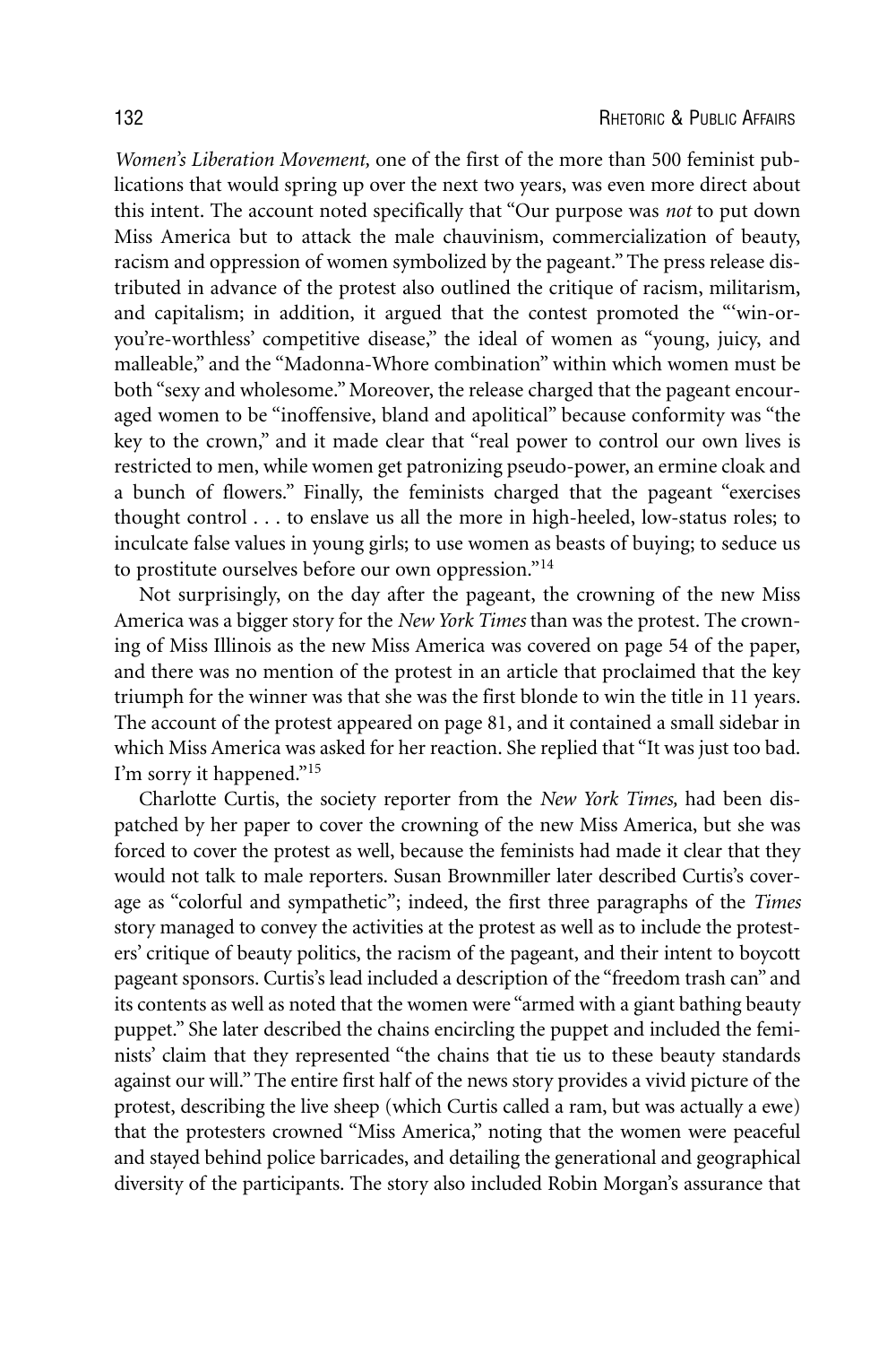*Women's Liberation Movement,* one of the first of the more than 500 feminist publications that would spring up over the next two years, was even more direct about this intent. The account noted specifically that "Our purpose was *not* to put down Miss America but to attack the male chauvinism, commercialization of beauty, racism and oppression of women symbolized by the pageant." The press release distributed in advance of the protest also outlined the critique of racism, militarism, and capitalism; in addition, it argued that the contest promoted the "'win-or-you're-worthless' competitive disease," the ideal of women as "young, juicy, and malleable," and the "Madonna-Whore combination" within which women must be both "sexy and wholesome." Moreover, the release charged that the pageant encouraged women to be "inoffensive, bland and apolitical" because conformity was "the key to the crown," and it made clear that "real power to control our own lives is restricted to men, while women get patronizing pseudo-power, an ermine cloak and a bunch of flowers." Finally, the feminists charged that the pageant "exercises thought control . . . to enslave us all the more in high-heeled, low-status roles; to inculcate false values in young girls; to use women as beasts of buying; to seduce us to prostitute ourselves before our own oppression."[14]

Not surprisingly, on the day after the pageant, the crowning of the new Miss America was a bigger story for the *New York Times* than was the protest. The crowning of Miss Illinois as the new Miss America was covered on page 54 of the paper, and there was no mention of the protest in an article that proclaimed that the key triumph for the winner was that she was the first blonde to win the title in 11 years. The account of the protest appeared on page 81, and it contained a small sidebar in which Miss America was asked for her reaction. She replied that "It was just too bad. I'm sorry it happened."[15]

Charlotte Curtis, the society reporter from the *New York Times,* had been dispatched by her paper to cover the crowning of the new Miss America, but she was forced to cover the protest as well, because the feminists had made it clear that they would not talk to male reporters. Susan Brownmiller later described Curtis's coverage as "colorful and sympathetic"; indeed, the first three paragraphs of the *Times* story managed to convey the activities at the protest as well as to include the protesters' critique of beauty politics, the racism of the pageant, and their intent to boycott pageant sponsors. Curtis's lead included a description of the "freedom trash can" and its contents as well as noted that the women were "armed with a giant bathing beauty puppet." She later described the chains encircling the puppet and included the feminists' claim that they represented "the chains that tie us to these beauty standards against our will." The entire first half of the news story provides a vivid picture of the protest, describing the live sheep (which Curtis called a ram, but was actually a ewe) that the protesters crowned "Miss America," noting that the women were peaceful and stayed behind police barricades, and detailing the generational and geographical diversity of the participants. The story also included Robin Morgan's assurance that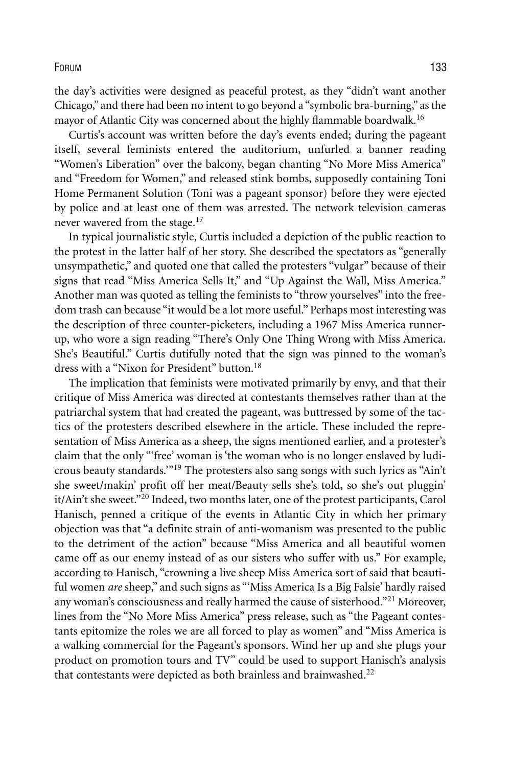the day's activities were designed as peaceful protest, as they "didn't want another Chicago," and there had been no intent to go beyond a "symbolic bra-burning," as the mayor of Atlantic City was concerned about the highly flammable boardwalk.[16]

Curtis's account was written before the day's events ended; during the pageant itself, several feminists entered the auditorium, unfurled a banner reading "Women's Liberation" over the balcony, began chanting "No More Miss America" and "Freedom for Women," and released stink bombs, supposedly containing Toni Home Permanent Solution (Toni was a pageant sponsor) before they were ejected by police and at least one of them was arrested. The network television cameras never wavered from the stage.[17]

In typical journalistic style, Curtis included a depiction of the public reaction to the protest in the latter half of her story. She described the spectators as "generally unsympathetic," and quoted one that called the protesters "vulgar" because of their signs that read "Miss America Sells It," and "Up Against the Wall, Miss America." Another man was quoted as telling the feminists to "throw yourselves" into the freedom trash can because "it would be a lot more useful." Perhaps most interesting was the description of three counter-picketers, including a 1967 Miss America runner-up, who wore a sign reading "There's Only One Thing Wrong with Miss America. She's Beautiful." Curtis dutifully noted that the sign was pinned to the woman's dress with a "Nixon for President" button.[18]

The implication that feminists were motivated primarily by envy, and that their critique of Miss America was directed at contestants themselves rather than at the patriarchal system that had created the pageant, was buttressed by some of the tactics of the protesters described elsewhere in the article. These included the representation of Miss America as a sheep, the signs mentioned earlier, and a protester's claim that the only "'free' woman is 'the woman who is no longer enslaved by ludicrous beauty standards.'"[19] The protesters also sang songs with such lyrics as "Ain't she sweet/makin' profit off her meat/Beauty sells she's told, so she's out pluggin' it/Ain't she sweet."[20] Indeed, two months later, one of the protest participants, Carol Hanisch, penned a critique of the events in Atlantic City in which her primary objection was that "a definite strain of anti-womanism was presented to the public to the detriment of the action" because "Miss America and all beautiful women came off as our enemy instead of as our sisters who suffer with us." For example, according to Hanisch, "crowning a live sheep Miss America sort of said that beautiful women *are* sheep," and such signs as "'Miss America Is a Big Falsie' hardly raised any woman's consciousness and really harmed the cause of sisterhood."[21] Moreover, lines from the "No More Miss America" press release, such as "the Pageant contestants epitomize the roles we are all forced to play as women" and "Miss America is a walking commercial for the Pageant's sponsors. Wind her up and she plugs your product on promotion tours and TV" could be used to support Hanisch's analysis that contestants were depicted as both brainless and brainwashed.[22]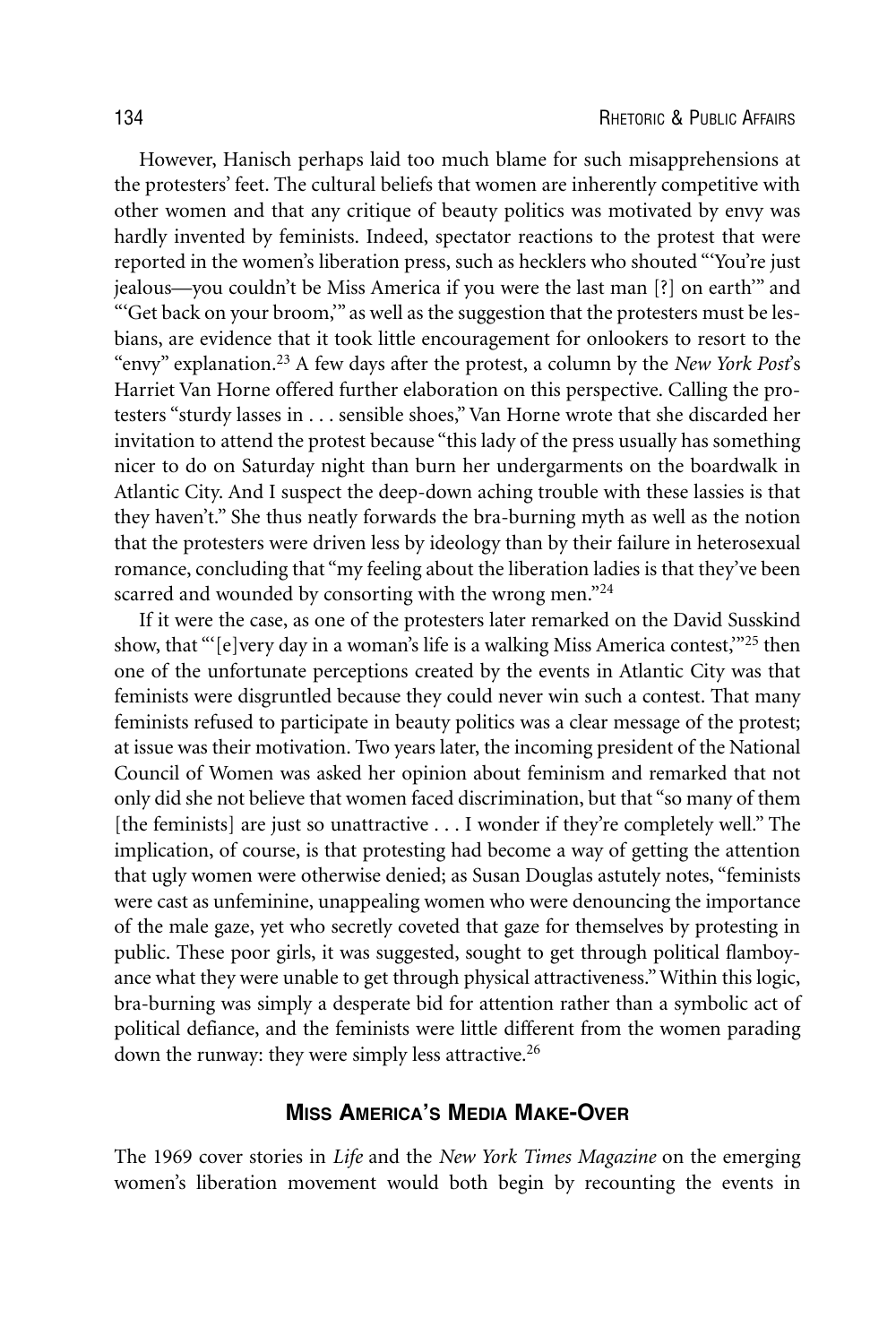However, Hanisch perhaps laid too much blame for such misapprehensions at the protesters' feet. The cultural beliefs that women are inherently competitive with other women and that any critique of beauty politics was motivated by envy was hardly invented by feminists. Indeed, spectator reactions to the protest that were reported in the women's liberation press, such as hecklers who shouted "'You're just jealous—you couldn't be Miss America if you were the last man [?] on earth'" and "'Get back on your broom,'" as well as the suggestion that the protesters must be lesbians, are evidence that it took little encouragement for onlookers to resort to the "envy" explanation.[23] A few days after the protest, a column by the *New York Post*'s Harriet Van Horne offered further elaboration on this perspective. Calling the protesters "sturdy lasses in . . . sensible shoes," Van Horne wrote that she discarded her invitation to attend the protest because "this lady of the press usually has something nicer to do on Saturday night than burn her undergarments on the boardwalk in Atlantic City. And I suspect the deep-down aching trouble with these lassies is that they haven't." She thus neatly forwards the bra-burning myth as well as the notion that the protesters were driven less by ideology than by their failure in heterosexual romance, concluding that "my feeling about the liberation ladies is that they've been scarred and wounded by consorting with the wrong men."[24]

If it were the case, as one of the protesters later remarked on the David Susskind show, that "'[e]very day in a woman's life is a walking Miss America contest,'"[25] then one of the unfortunate perceptions created by the events in Atlantic City was that feminists were disgruntled because they could never win such a contest. That many feminists refused to participate in beauty politics was a clear message of the protest; at issue was their motivation. Two years later, the incoming president of the National Council of Women was asked her opinion about feminism and remarked that not only did she not believe that women faced discrimination, but that "so many of them [the feminists] are just so unattractive . . . I wonder if they're completely well." The implication, of course, is that protesting had become a way of getting the attention that ugly women were otherwise denied; as Susan Douglas astutely notes, "feminists were cast as unfeminine, unappealing women who were denouncing the importance of the male gaze, yet who secretly coveted that gaze for themselves by protesting in public. These poor girls, it was suggested, sought to get through political flamboyance what they were unable to get through physical attractiveness." Within this logic, bra-burning was simply a desperate bid for attention rather than a symbolic act of political defiance, and the feminists were little different from the women parading down the runway: they were simply less attractive.[26]

## MISS AMERICA'S MEDIA MAKE-OVER

The 1969 cover stories in *Life* and the *New York Times Magazine* on the emerging women's liberation movement would both begin by recounting the events in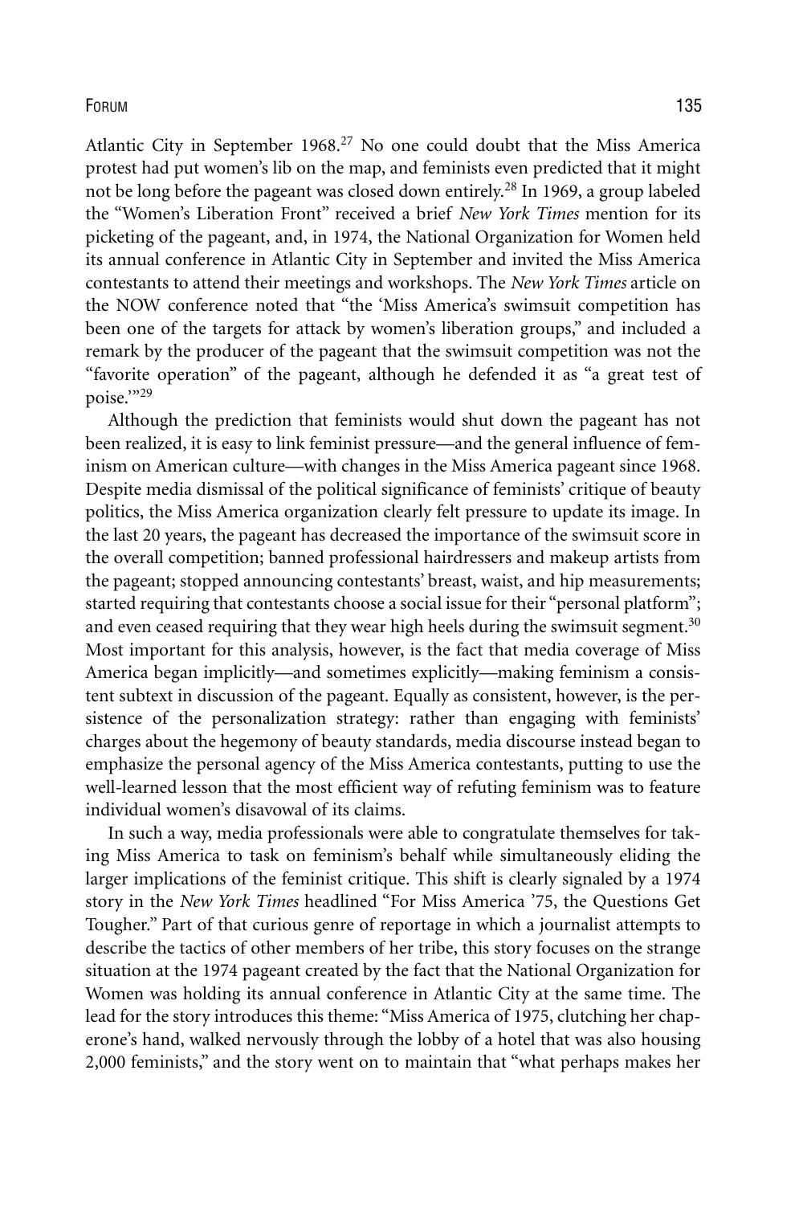Atlantic City in September 1968.[27] No one could doubt that the Miss America protest had put women's lib on the map, and feminists even predicted that it might not be long before the pageant was closed down entirely.[28] In 1969, a group labeled the "Women's Liberation Front" received a brief *New York Times* mention for its picketing of the pageant, and, in 1974, the National Organization for Women held its annual conference in Atlantic City in September and invited the Miss America contestants to attend their meetings and workshops. The *New York Times* article on the NOW conference noted that "the 'Miss America's swimsuit competition has been one of the targets for attack by women's liberation groups," and included a remark by the producer of the pageant that the swimsuit competition was not the "favorite operation" of the pageant, although he defended it as "a great test of poise.'"[29]

Although the prediction that feminists would shut down the pageant has not been realized, it is easy to link feminist pressure—and the general influence of feminism on American culture—with changes in the Miss America pageant since 1968. Despite media dismissal of the political significance of feminists' critique of beauty politics, the Miss America organization clearly felt pressure to update its image. In the last 20 years, the pageant has decreased the importance of the swimsuit score in the overall competition; banned professional hairdressers and makeup artists from the pageant; stopped announcing contestants' breast, waist, and hip measurements; started requiring that contestants choose a social issue for their "personal platform"; and even ceased requiring that they wear high heels during the swimsuit segment.[30] Most important for this analysis, however, is the fact that media coverage of Miss America began implicitly—and sometimes explicitly—making feminism a consistent subtext in discussion of the pageant. Equally as consistent, however, is the persistence of the personalization strategy: rather than engaging with feminists' charges about the hegemony of beauty standards, media discourse instead began to emphasize the personal agency of the Miss America contestants, putting to use the well-learned lesson that the most efficient way of refuting feminism was to feature individual women's disavowal of its claims.

In such a way, media professionals were able to congratulate themselves for taking Miss America to task on feminism's behalf while simultaneously eliding the larger implications of the feminist critique. This shift is clearly signaled by a 1974 story in the *New York Times* headlined "For Miss America '75, the Questions Get Tougher." Part of that curious genre of reportage in which a journalist attempts to describe the tactics of other members of her tribe, this story focuses on the strange situation at the 1974 pageant created by the fact that the National Organization for Women was holding its annual conference in Atlantic City at the same time. The lead for the story introduces this theme: "Miss America of 1975, clutching her chaperone's hand, walked nervously through the lobby of a hotel that was also housing 2,000 feminists," and the story went on to maintain that "what perhaps makes her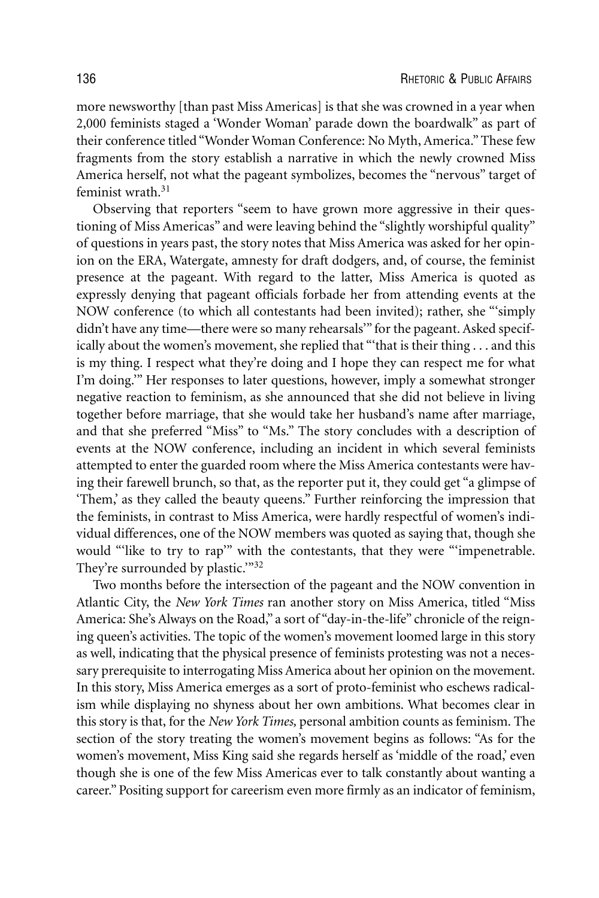more newsworthy [than past Miss Americas] is that she was crowned in a year when 2,000 feminists staged a 'Wonder Woman' parade down the boardwalk" as part of their conference titled "Wonder Woman Conference: No Myth, America." These few fragments from the story establish a narrative in which the newly crowned Miss America herself, not what the pageant symbolizes, becomes the "nervous" target of feminist wrath.[31]

Observing that reporters "seem to have grown more aggressive in their questioning of Miss Americas" and were leaving behind the "slightly worshipful quality" of questions in years past, the story notes that Miss America was asked for her opinion on the ERA, Watergate, amnesty for draft dodgers, and, of course, the feminist presence at the pageant. With regard to the latter, Miss America is quoted as expressly denying that pageant officials forbade her from attending events at the NOW conference (to which all contestants had been invited); rather, she "'simply didn't have any time—there were so many rehearsals'" for the pageant. Asked specifically about the women's movement, she replied that "'that is their thing . . . and this is my thing. I respect what they're doing and I hope they can respect me for what I'm doing.'" Her responses to later questions, however, imply a somewhat stronger negative reaction to feminism, as she announced that she did not believe in living together before marriage, that she would take her husband's name after marriage, and that she preferred "Miss" to "Ms." The story concludes with a description of events at the NOW conference, including an incident in which several feminists attempted to enter the guarded room where the Miss America contestants were having their farewell brunch, so that, as the reporter put it, they could get "a glimpse of 'Them,' as they called the beauty queens." Further reinforcing the impression that the feminists, in contrast to Miss America, were hardly respectful of women's individual differences, one of the NOW members was quoted as saying that, though she would "'like to try to rap'" with the contestants, that they were "'impenetrable. They're surrounded by plastic.'"[32]

Two months before the intersection of the pageant and the NOW convention in Atlantic City, the *New York Times* ran another story on Miss America, titled "Miss America: She's Always on the Road," a sort of "day-in-the-life" chronicle of the reigning queen's activities. The topic of the women's movement loomed large in this story as well, indicating that the physical presence of feminists protesting was not a necessary prerequisite to interrogating Miss America about her opinion on the movement. In this story, Miss America emerges as a sort of proto-feminist who eschews radicalism while displaying no shyness about her own ambitions. What becomes clear in this story is that, for the *New York Times,* personal ambition counts as feminism. The section of the story treating the women's movement begins as follows: "As for the women's movement, Miss King said she regards herself as 'middle of the road,' even though she is one of the few Miss Americas ever to talk constantly about wanting a career." Positing support for careerism even more firmly as an indicator of feminism,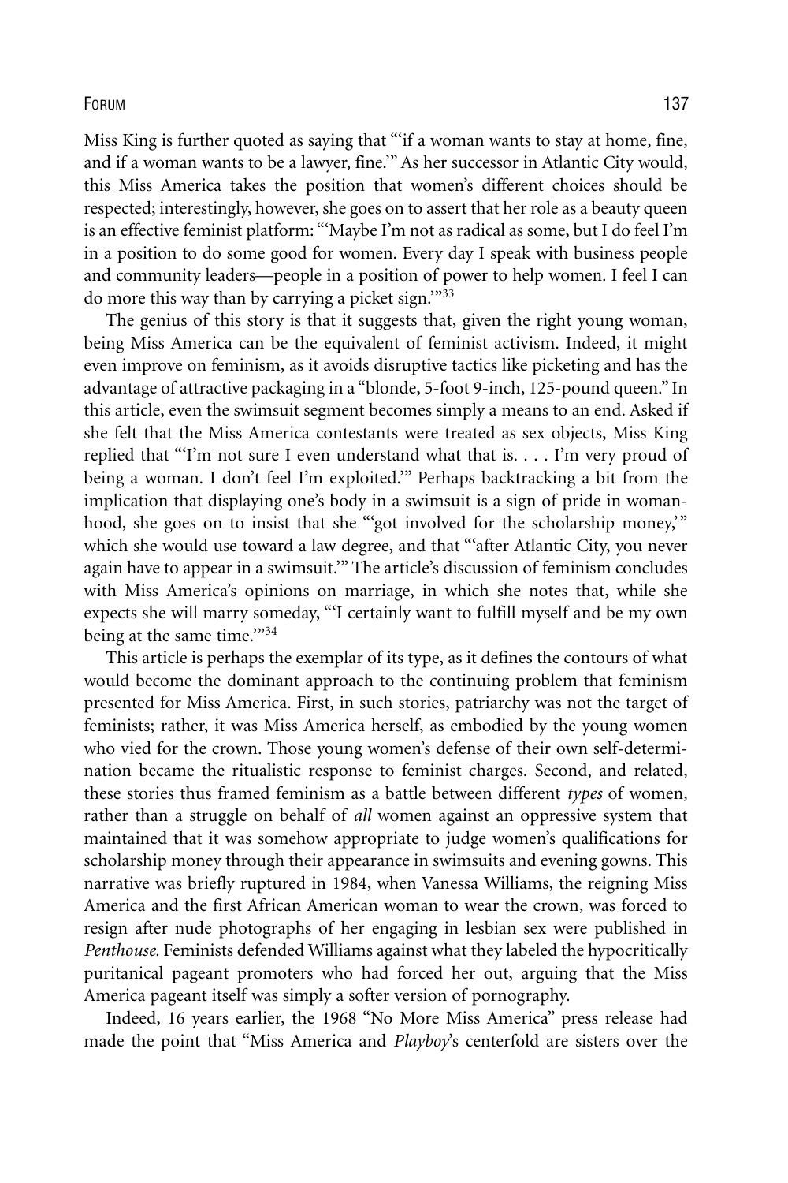Miss King is further quoted as saying that "'if a woman wants to stay at home, fine, and if a woman wants to be a lawyer, fine.'" As her successor in Atlantic City would, this Miss America takes the position that women's different choices should be respected; interestingly, however, she goes on to assert that her role as a beauty queen is an effective feminist platform: "'Maybe I'm not as radical as some, but I do feel I'm in a position to do some good for women. Every day I speak with business people and community leaders—people in a position of power to help women. I feel I can do more this way than by carrying a picket sign.'"[33]

The genius of this story is that it suggests that, given the right young woman, being Miss America can be the equivalent of feminist activism. Indeed, it might even improve on feminism, as it avoids disruptive tactics like picketing and has the advantage of attractive packaging in a "blonde, 5-foot 9-inch, 125-pound queen." In this article, even the swimsuit segment becomes simply a means to an end. Asked if she felt that the Miss America contestants were treated as sex objects, Miss King replied that "'I'm not sure I even understand what that is. . . . I'm very proud of being a woman. I don't feel I'm exploited.'" Perhaps backtracking a bit from the implication that displaying one's body in a swimsuit is a sign of pride in womanhood, she goes on to insist that she "'got involved for the scholarship money,'" which she would use toward a law degree, and that "'after Atlantic City, you never again have to appear in a swimsuit.'" The article's discussion of feminism concludes with Miss America's opinions on marriage, in which she notes that, while she expects she will marry someday, "'I certainly want to fulfill myself and be my own being at the same time.'"[34]

This article is perhaps the exemplar of its type, as it defines the contours of what would become the dominant approach to the continuing problem that feminism presented for Miss America. First, in such stories, patriarchy was not the target of feminists; rather, it was Miss America herself, as embodied by the young women who vied for the crown. Those young women's defense of their own self-determination became the ritualistic response to feminist charges. Second, and related, these stories thus framed feminism as a battle between different *types* of women, rather than a struggle on behalf of *all* women against an oppressive system that maintained that it was somehow appropriate to judge women's qualifications for scholarship money through their appearance in swimsuits and evening gowns. This narrative was briefly ruptured in 1984, when Vanessa Williams, the reigning Miss America and the first African American woman to wear the crown, was forced to resign after nude photographs of her engaging in lesbian sex were published in *Penthouse.* Feminists defended Williams against what they labeled the hypocritically puritanical pageant promoters who had forced her out, arguing that the Miss America pageant itself was simply a softer version of pornography.

Indeed, 16 years earlier, the 1968 "No More Miss America" press release had made the point that "Miss America and *Playboy*'s centerfold are sisters over the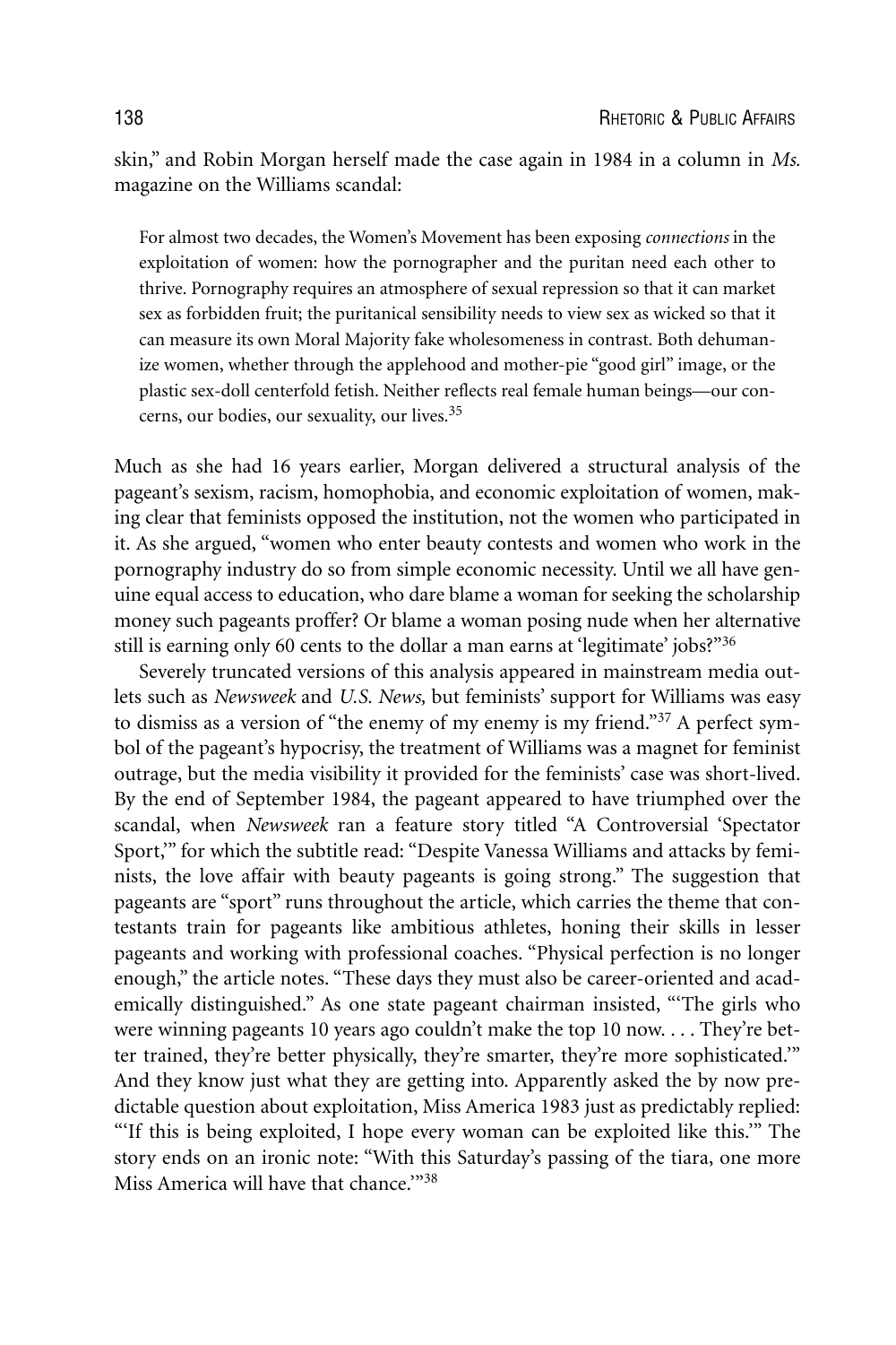skin," and Robin Morgan herself made the case again in 1984 in a column in *Ms.* magazine on the Williams scandal:

> For almost two decades, the Women's Movement has been exposing *connections* in the exploitation of women: how the pornographer and the puritan need each other to thrive. Pornography requires an atmosphere of sexual repression so that it can market sex as forbidden fruit; the puritanical sensibility needs to view sex as wicked so that it can measure its own Moral Majority fake wholesomeness in contrast. Both dehumanize women, whether through the applehood and mother-pie "good girl" image, or the plastic sex-doll centerfold fetish. Neither reflects real female human beings—our concerns, our bodies, our sexuality, our lives.[35]

Much as she had 16 years earlier, Morgan delivered a structural analysis of the pageant's sexism, racism, homophobia, and economic exploitation of women, making clear that feminists opposed the institution, not the women who participated in it. As she argued, "women who enter beauty contests and women who work in the pornography industry do so from simple economic necessity. Until we all have genuine equal access to education, who dare blame a woman for seeking the scholarship money such pageants proffer? Or blame a woman posing nude when her alternative still is earning only 60 cents to the dollar a man earns at 'legitimate' jobs?"[36]

Severely truncated versions of this analysis appeared in mainstream media outlets such as *Newsweek* and *U.S. News,* but feminists' support for Williams was easy to dismiss as a version of "the enemy of my enemy is my friend."[37] A perfect symbol of the pageant's hypocrisy, the treatment of Williams was a magnet for feminist outrage, but the media visibility it provided for the feminists' case was short-lived. By the end of September 1984, the pageant appeared to have triumphed over the scandal, when *Newsweek* ran a feature story titled "A Controversial 'Spectator Sport,'" for which the subtitle read: "Despite Vanessa Williams and attacks by feminists, the love affair with beauty pageants is going strong." The suggestion that pageants are "sport" runs throughout the article, which carries the theme that contestants train for pageants like ambitious athletes, honing their skills in lesser pageants and working with professional coaches. "Physical perfection is no longer enough," the article notes. "These days they must also be career-oriented and academically distinguished." As one state pageant chairman insisted, "'The girls who were winning pageants 10 years ago couldn't make the top 10 now. . . . They're better trained, they're better physically, they're smarter, they're more sophisticated.'" And they know just what they are getting into. Apparently asked the by now predictable question about exploitation, Miss America 1983 just as predictably replied: "'If this is being exploited, I hope every woman can be exploited like this.'" The story ends on an ironic note: "With this Saturday's passing of the tiara, one more Miss America will have that chance.'"[38]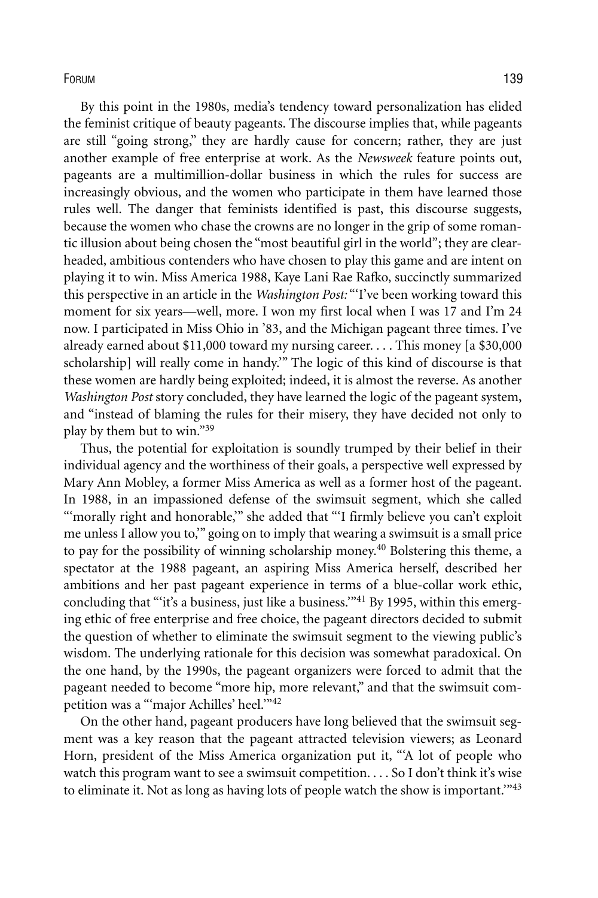By this point in the 1980s, media's tendency toward personalization has elided the feminist critique of beauty pageants. The discourse implies that, while pageants are still "going strong," they are hardly cause for concern; rather, they are just another example of free enterprise at work. As the *Newsweek* feature points out, pageants are a multimillion-dollar business in which the rules for success are increasingly obvious, and the women who participate in them have learned those rules well. The danger that feminists identified is past, this discourse suggests, because the women who chase the crowns are no longer in the grip of some romantic illusion about being chosen the "most beautiful girl in the world"; they are clear-headed, ambitious contenders who have chosen to play this game and are intent on playing it to win. Miss America 1988, Kaye Lani Rae Rafko, succinctly summarized this perspective in an article in the *Washington Post:* "'I've been working toward this moment for six years—well, more. I won my first local when I was 17 and I'm 24 now. I participated in Miss Ohio in '83, and the Michigan pageant three times. I've already earned about $11,000 toward my nursing career. . . . This money [a $30,000 scholarship] will really come in handy.'" The logic of this kind of discourse is that these women are hardly being exploited; indeed, it is almost the reverse. As another *Washington Post* story concluded, they have learned the logic of the pageant system, and "instead of blaming the rules for their misery, they have decided not only to play by them but to win."[39]

Thus, the potential for exploitation is soundly trumped by their belief in their individual agency and the worthiness of their goals, a perspective well expressed by Mary Ann Mobley, a former Miss America as well as a former host of the pageant. In 1988, in an impassioned defense of the swimsuit segment, which she called "'morally right and honorable,'" she added that "'I firmly believe you can't exploit me unless I allow you to,'" going on to imply that wearing a swimsuit is a small price to pay for the possibility of winning scholarship money.[40] Bolstering this theme, a spectator at the 1988 pageant, an aspiring Miss America herself, described her ambitions and her past pageant experience in terms of a blue-collar work ethic, concluding that "'it's a business, just like a business.'"[41] By 1995, within this emerging ethic of free enterprise and free choice, the pageant directors decided to submit the question of whether to eliminate the swimsuit segment to the viewing public's wisdom. The underlying rationale for this decision was somewhat paradoxical. On the one hand, by the 1990s, the pageant organizers were forced to admit that the pageant needed to become "more hip, more relevant," and that the swimsuit competition was a "'major Achilles' heel.'"[42]

On the other hand, pageant producers have long believed that the swimsuit segment was a key reason that the pageant attracted television viewers; as Leonard Horn, president of the Miss America organization put it, "'A lot of people who watch this program want to see a swimsuit competition. . . . So I don't think it's wise to eliminate it. Not as long as having lots of people watch the show is important.'"[43]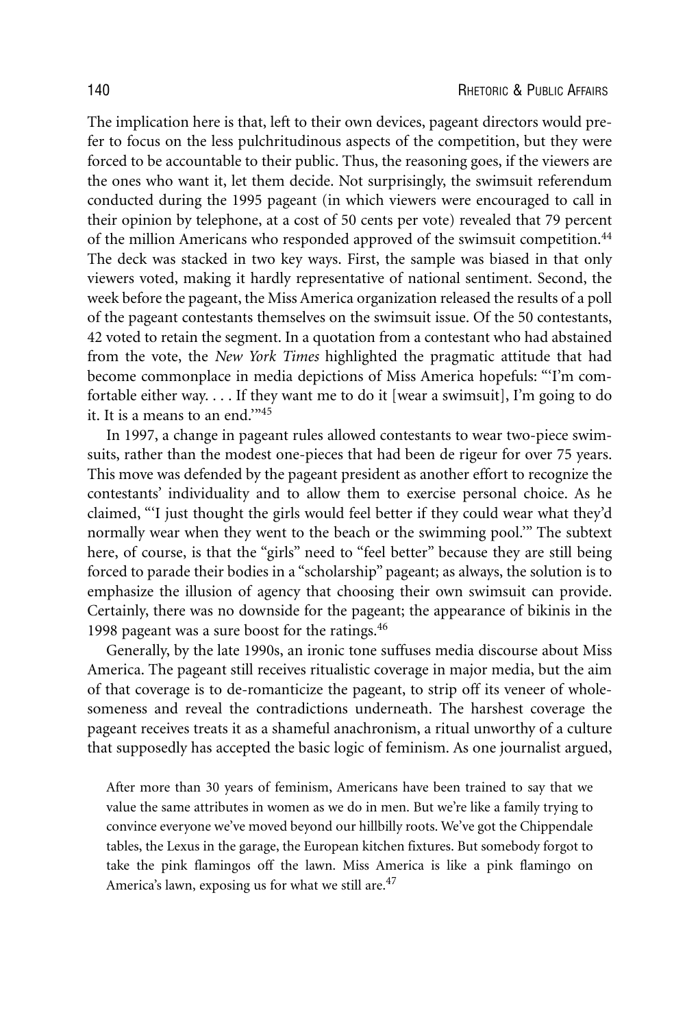The implication here is that, left to their own devices, pageant directors would prefer to focus on the less pulchritudinous aspects of the competition, but they were forced to be accountable to their public. Thus, the reasoning goes, if the viewers are the ones who want it, let them decide. Not surprisingly, the swimsuit referendum conducted during the 1995 pageant (in which viewers were encouraged to call in their opinion by telephone, at a cost of 50 cents per vote) revealed that 79 percent of the million Americans who responded approved of the swimsuit competition.[44] The deck was stacked in two key ways. First, the sample was biased in that only viewers voted, making it hardly representative of national sentiment. Second, the week before the pageant, the Miss America organization released the results of a poll of the pageant contestants themselves on the swimsuit issue. Of the 50 contestants, 42 voted to retain the segment. In a quotation from a contestant who had abstained from the vote, the *New York Times* highlighted the pragmatic attitude that had become commonplace in media depictions of Miss America hopefuls: "'I'm comfortable either way. . . . If they want me to do it [wear a swimsuit], I'm going to do it. It is a means to an end.'"[45]

In 1997, a change in pageant rules allowed contestants to wear two-piece swimsuits, rather than the modest one-pieces that had been de rigeur for over 75 years. This move was defended by the pageant president as another effort to recognize the contestants' individuality and to allow them to exercise personal choice. As he claimed, "'I just thought the girls would feel better if they could wear what they'd normally wear when they went to the beach or the swimming pool.'" The subtext here, of course, is that the "girls" need to "feel better" because they are still being forced to parade their bodies in a "scholarship" pageant; as always, the solution is to emphasize the illusion of agency that choosing their own swimsuit can provide. Certainly, there was no downside for the pageant; the appearance of bikinis in the 1998 pageant was a sure boost for the ratings.[46]

Generally, by the late 1990s, an ironic tone suffuses media discourse about Miss America. The pageant still receives ritualistic coverage in major media, but the aim of that coverage is to de-romanticize the pageant, to strip off its veneer of wholesomeness and reveal the contradictions underneath. The harshest coverage the pageant receives treats it as a shameful anachronism, a ritual unworthy of a culture that supposedly has accepted the basic logic of feminism. As one journalist argued,

> After more than 30 years of feminism, Americans have been trained to say that we value the same attributes in women as we do in men. But we're like a family trying to convince everyone we've moved beyond our hillbilly roots. We've got the Chippendale tables, the Lexus in the garage, the European kitchen fixtures. But somebody forgot to take the pink flamingos off the lawn. Miss America is like a pink flamingo on America's lawn, exposing us for what we still are.[47]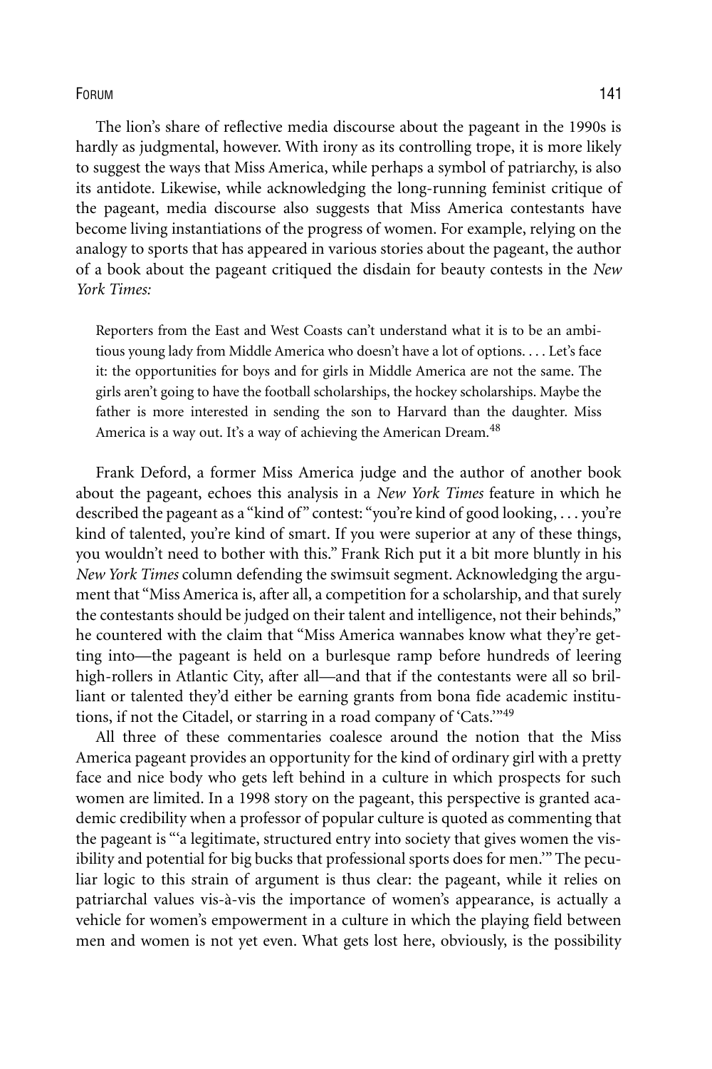The lion's share of reflective media discourse about the pageant in the 1990s is hardly as judgmental, however. With irony as its controlling trope, it is more likely to suggest the ways that Miss America, while perhaps a symbol of patriarchy, is also its antidote. Likewise, while acknowledging the long-running feminist critique of the pageant, media discourse also suggests that Miss America contestants have become living instantiations of the progress of women. For example, relying on the analogy to sports that has appeared in various stories about the pageant, the author of a book about the pageant critiqued the disdain for beauty contests in the *New York Times:*

> Reporters from the East and West Coasts can't understand what it is to be an ambitious young lady from Middle America who doesn't have a lot of options. . . . Let's face it: the opportunities for boys and for girls in Middle America are not the same. The girls aren't going to have the football scholarships, the hockey scholarships. Maybe the father is more interested in sending the son to Harvard than the daughter. Miss America is a way out. It's a way of achieving the American Dream.[48]

Frank Deford, a former Miss America judge and the author of another book about the pageant, echoes this analysis in a *New York Times* feature in which he described the pageant as a "kind of" contest: "you're kind of good looking, . . . you're kind of talented, you're kind of smart. If you were superior at any of these things, you wouldn't need to bother with this." Frank Rich put it a bit more bluntly in his *New York Times* column defending the swimsuit segment. Acknowledging the argument that "Miss America is, after all, a competition for a scholarship, and that surely the contestants should be judged on their talent and intelligence, not their behinds," he countered with the claim that "Miss America wannabes know what they're getting into—the pageant is held on a burlesque ramp before hundreds of leering high-rollers in Atlantic City, after all—and that if the contestants were all so brilliant or talented they'd either be earning grants from bona fide academic institutions, if not the Citadel, or starring in a road company of 'Cats.'"[49]

All three of these commentaries coalesce around the notion that the Miss America pageant provides an opportunity for the kind of ordinary girl with a pretty face and nice body who gets left behind in a culture in which prospects for such women are limited. In a 1998 story on the pageant, this perspective is granted academic credibility when a professor of popular culture is quoted as commenting that the pageant is "'a legitimate, structured entry into society that gives women the visibility and potential for big bucks that professional sports does for men.'" The peculiar logic to this strain of argument is thus clear: the pageant, while it relies on patriarchal values vis-à-vis the importance of women's appearance, is actually a vehicle for women's empowerment in a culture in which the playing field between men and women is not yet even. What gets lost here, obviously, is the possibility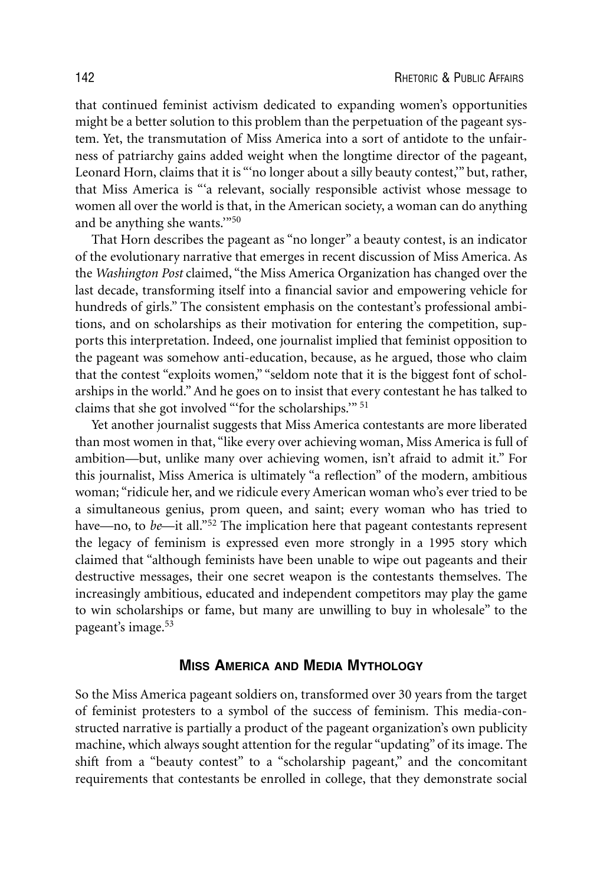that continued feminist activism dedicated to expanding women's opportunities might be a better solution to this problem than the perpetuation of the pageant system. Yet, the transmutation of Miss America into a sort of antidote to the unfairness of patriarchy gains added weight when the longtime director of the pageant, Leonard Horn, claims that it is "'no longer about a silly beauty contest,'" but, rather, that Miss America is "'a relevant, socially responsible activist whose message to women all over the world is that, in the American society, a woman can do anything and be anything she wants.'"[50]

That Horn describes the pageant as "no longer" a beauty contest, is an indicator of the evolutionary narrative that emerges in recent discussion of Miss America. As the *Washington Post* claimed, "the Miss America Organization has changed over the last decade, transforming itself into a financial savior and empowering vehicle for hundreds of girls." The consistent emphasis on the contestant's professional ambitions, and on scholarships as their motivation for entering the competition, supports this interpretation. Indeed, one journalist implied that feminist opposition to the pageant was somehow anti-education, because, as he argued, those who claim that the contest "exploits women," "seldom note that it is the biggest font of scholarships in the world." And he goes on to insist that every contestant he has talked to claims that she got involved "'for the scholarships.'" [51]

Yet another journalist suggests that Miss America contestants are more liberated than most women in that, "like every over achieving woman, Miss America is full of ambition—but, unlike many over achieving women, isn't afraid to admit it." For this journalist, Miss America is ultimately "a reflection" of the modern, ambitious woman; "ridicule her, and we ridicule every American woman who's ever tried to be a simultaneous genius, prom queen, and saint; every woman who has tried to have—no, to *be*—it all."[52] The implication here that pageant contestants represent the legacy of feminism is expressed even more strongly in a 1995 story which claimed that "although feminists have been unable to wipe out pageants and their destructive messages, their one secret weapon is the contestants themselves. The increasingly ambitious, educated and independent competitors may play the game to win scholarships or fame, but many are unwilling to buy in wholesale" to the pageant's image.[53]

## Miss America and Media Mythology

So the Miss America pageant soldiers on, transformed over 30 years from the target of feminist protesters to a symbol of the success of feminism. This media-constructed narrative is partially a product of the pageant organization's own publicity machine, which always sought attention for the regular "updating" of its image. The shift from a "beauty contest" to a "scholarship pageant," and the concomitant requirements that contestants be enrolled in college, that they demonstrate social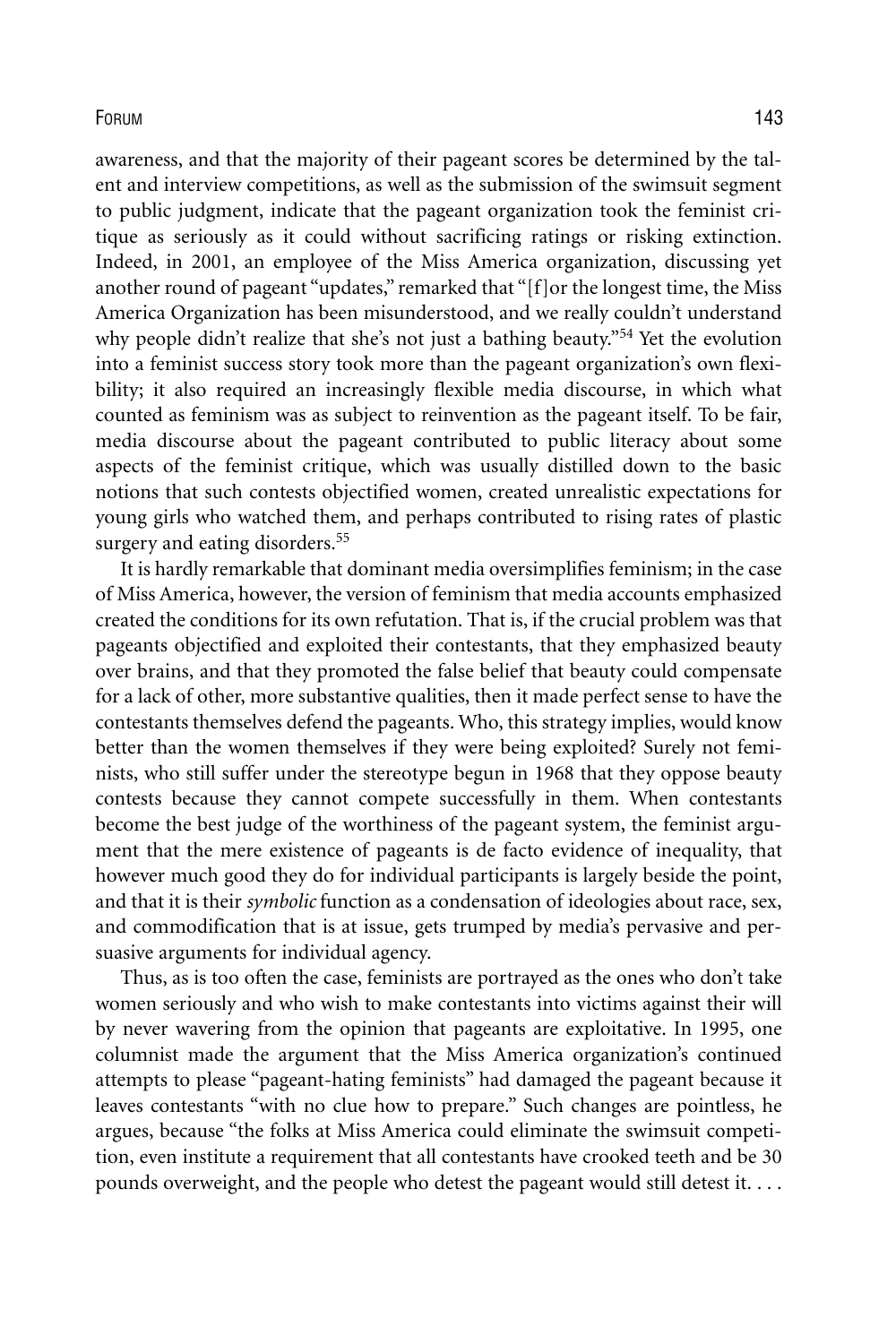awareness, and that the majority of their pageant scores be determined by the talent and interview competitions, as well as the submission of the swimsuit segment to public judgment, indicate that the pageant organization took the feminist critique as seriously as it could without sacrificing ratings or risking extinction. Indeed, in 2001, an employee of the Miss America organization, discussing yet another round of pageant "updates," remarked that "[f]or the longest time, the Miss America Organization has been misunderstood, and we really couldn't understand why people didn't realize that she's not just a bathing beauty."[54] Yet the evolution into a feminist success story took more than the pageant organization's own flexibility; it also required an increasingly flexible media discourse, in which what counted as feminism was as subject to reinvention as the pageant itself. To be fair, media discourse about the pageant contributed to public literacy about some aspects of the feminist critique, which was usually distilled down to the basic notions that such contests objectified women, created unrealistic expectations for young girls who watched them, and perhaps contributed to rising rates of plastic surgery and eating disorders.[55]

It is hardly remarkable that dominant media oversimplifies feminism; in the case of Miss America, however, the version of feminism that media accounts emphasized created the conditions for its own refutation. That is, if the crucial problem was that pageants objectified and exploited their contestants, that they emphasized beauty over brains, and that they promoted the false belief that beauty could compensate for a lack of other, more substantive qualities, then it made perfect sense to have the contestants themselves defend the pageants. Who, this strategy implies, would know better than the women themselves if they were being exploited? Surely not feminists, who still suffer under the stereotype begun in 1968 that they oppose beauty contests because they cannot compete successfully in them. When contestants become the best judge of the worthiness of the pageant system, the feminist argument that the mere existence of pageants is de facto evidence of inequality, that however much good they do for individual participants is largely beside the point, and that it is their *symbolic* function as a condensation of ideologies about race, sex, and commodification that is at issue, gets trumped by media's pervasive and persuasive arguments for individual agency.

Thus, as is too often the case, feminists are portrayed as the ones who don't take women seriously and who wish to make contestants into victims against their will by never wavering from the opinion that pageants are exploitative. In 1995, one columnist made the argument that the Miss America organization's continued attempts to please "pageant-hating feminists" had damaged the pageant because it leaves contestants "with no clue how to prepare." Such changes are pointless, he argues, because "the folks at Miss America could eliminate the swimsuit competition, even institute a requirement that all contestants have crooked teeth and be 30 pounds overweight, and the people who detest the pageant would still detest it. . . .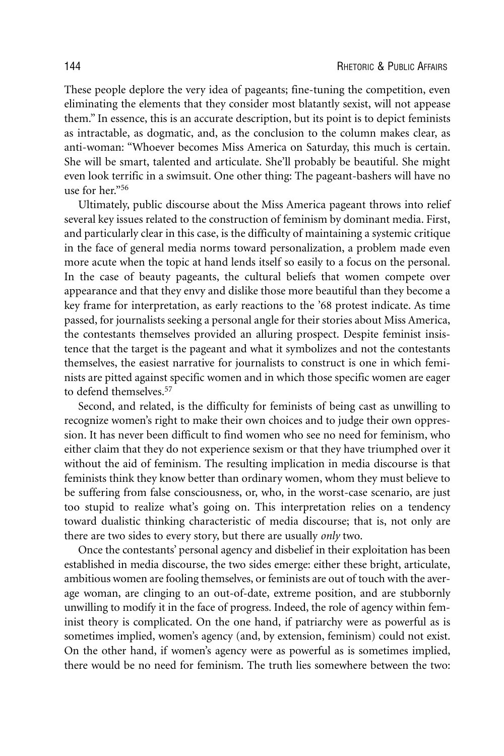These people deplore the very idea of pageants; fine-tuning the competition, even eliminating the elements that they consider most blatantly sexist, will not appease them." In essence, this is an accurate description, but its point is to depict feminists as intractable, as dogmatic, and, as the conclusion to the column makes clear, as anti-woman: "Whoever becomes Miss America on Saturday, this much is certain. She will be smart, talented and articulate. She'll probably be beautiful. She might even look terrific in a swimsuit. One other thing: The pageant-bashers will have no use for her."[56]

Ultimately, public discourse about the Miss America pageant throws into relief several key issues related to the construction of feminism by dominant media. First, and particularly clear in this case, is the difficulty of maintaining a systemic critique in the face of general media norms toward personalization, a problem made even more acute when the topic at hand lends itself so easily to a focus on the personal. In the case of beauty pageants, the cultural beliefs that women compete over appearance and that they envy and dislike those more beautiful than they become a key frame for interpretation, as early reactions to the '68 protest indicate. As time passed, for journalists seeking a personal angle for their stories about Miss America, the contestants themselves provided an alluring prospect. Despite feminist insistence that the target is the pageant and what it symbolizes and not the contestants themselves, the easiest narrative for journalists to construct is one in which feminists are pitted against specific women and in which those specific women are eager to defend themselves.[57]

Second, and related, is the difficulty for feminists of being cast as unwilling to recognize women's right to make their own choices and to judge their own oppression. It has never been difficult to find women who see no need for feminism, who either claim that they do not experience sexism or that they have triumphed over it without the aid of feminism. The resulting implication in media discourse is that feminists think they know better than ordinary women, whom they must believe to be suffering from false consciousness, or, who, in the worst-case scenario, are just too stupid to realize what's going on. This interpretation relies on a tendency toward dualistic thinking characteristic of media discourse; that is, not only are there are two sides to every story, but there are usually *only* two.

Once the contestants' personal agency and disbelief in their exploitation has been established in media discourse, the two sides emerge: either these bright, articulate, ambitious women are fooling themselves, or feminists are out of touch with the average woman, are clinging to an out-of-date, extreme position, and are stubbornly unwilling to modify it in the face of progress. Indeed, the role of agency within feminist theory is complicated. On the one hand, if patriarchy were as powerful as is sometimes implied, women's agency (and, by extension, feminism) could not exist. On the other hand, if women's agency were as powerful as is sometimes implied, there would be no need for feminism. The truth lies somewhere between the two: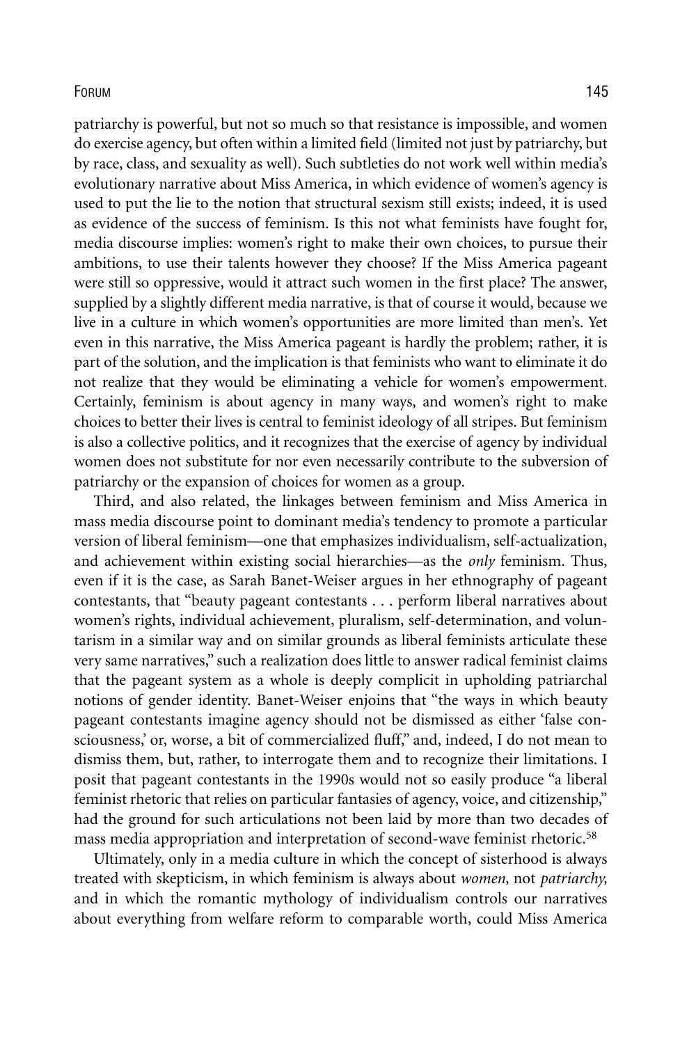patriarchy is powerful, but not so much so that resistance is impossible, and women do exercise agency, but often within a limited field (limited not just by patriarchy, but by race, class, and sexuality as well). Such subtleties do not work well within media's evolutionary narrative about Miss America, in which evidence of women's agency is used to put the lie to the notion that structural sexism still exists; indeed, it is used as evidence of the success of feminism. Is this not what feminists have fought for, media discourse implies: women's right to make their own choices, to pursue their ambitions, to use their talents however they choose? If the Miss America pageant were still so oppressive, would it attract such women in the first place? The answer, supplied by a slightly different media narrative, is that of course it would, because we live in a culture in which women's opportunities are more limited than men's. Yet even in this narrative, the Miss America pageant is hardly the problem; rather, it is part of the solution, and the implication is that feminists who want to eliminate it do not realize that they would be eliminating a vehicle for women's empowerment. Certainly, feminism is about agency in many ways, and women's right to make choices to better their lives is central to feminist ideology of all stripes. But feminism is also a collective politics, and it recognizes that the exercise of agency by individual women does not substitute for nor even necessarily contribute to the subversion of patriarchy or the expansion of choices for women as a group.

Third, and also related, the linkages between feminism and Miss America in mass media discourse point to dominant media's tendency to promote a particular version of liberal feminism—one that emphasizes individualism, self-actualization, and achievement within existing social hierarchies—as the *only* feminism. Thus, even if it is the case, as Sarah Banet-Weiser argues in her ethnography of pageant contestants, that "beauty pageant contestants . . . perform liberal narratives about women's rights, individual achievement, pluralism, self-determination, and voluntarism in a similar way and on similar grounds as liberal feminists articulate these very same narratives," such a realization does little to answer radical feminist claims that the pageant system as a whole is deeply complicit in upholding patriarchal notions of gender identity. Banet-Weiser enjoins that "the ways in which beauty pageant contestants imagine agency should not be dismissed as either 'false consciousness,' or, worse, a bit of commercialized fluff," and, indeed, I do not mean to dismiss them, but, rather, to interrogate them and to recognize their limitations. I posit that pageant contestants in the 1990s would not so easily produce "a liberal feminist rhetoric that relies on particular fantasies of agency, voice, and citizenship," had the ground for such articulations not been laid by more than two decades of mass media appropriation and interpretation of second-wave feminist rhetoric.[58]

Ultimately, only in a media culture in which the concept of sisterhood is always treated with skepticism, in which feminism is always about *women,* not *patriarchy,* and in which the romantic mythology of individualism controls our narratives about everything from welfare reform to comparable worth, could Miss America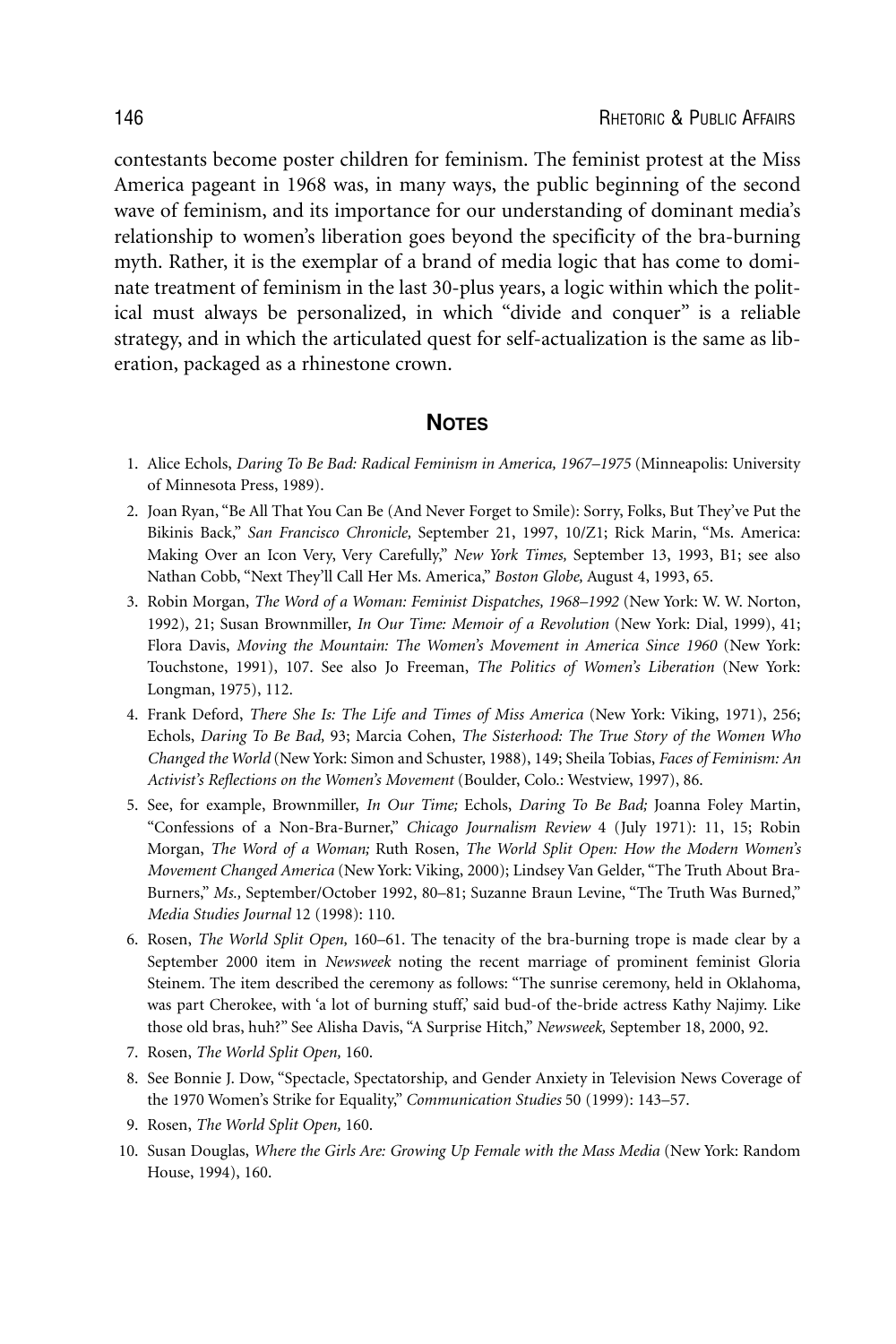contestants become poster children for feminism. The feminist protest at the Miss America pageant in 1968 was, in many ways, the public beginning of the second wave of feminism, and its importance for our understanding of dominant media's relationship to women's liberation goes beyond the specificity of the bra-burning myth. Rather, it is the exemplar of a brand of media logic that has come to dominate treatment of feminism in the last 30-plus years, a logic within which the political must always be personalized, in which "divide and conquer" is a reliable strategy, and in which the articulated quest for self-actualization is the same as liberation, packaged as a rhinestone crown.

## NOTES

1. Alice Echols, *Daring To Be Bad: Radical Feminism in America, 1967–1975* (Minneapolis: University of Minnesota Press, 1989).
2. Joan Ryan, "Be All That You Can Be (And Never Forget to Smile): Sorry, Folks, But They've Put the Bikinis Back," *San Francisco Chronicle,* September 21, 1997, 10/Z1; Rick Marin, "Ms. America: Making Over an Icon Very, Very Carefully," *New York Times,* September 13, 1993, B1; see also Nathan Cobb, "Next They'll Call Her Ms. America," *Boston Globe,* August 4, 1993, 65.
3. Robin Morgan, *The Word of a Woman: Feminist Dispatches, 1968–1992* (New York: W. W. Norton, 1992), 21; Susan Brownmiller, *In Our Time: Memoir of a Revolution* (New York: Dial, 1999), 41; Flora Davis, *Moving the Mountain: The Women's Movement in America Since 1960* (New York: Touchstone, 1991), 107. See also Jo Freeman, *The Politics of Women's Liberation* (New York: Longman, 1975), 112.
4. Frank Deford, *There She Is: The Life and Times of Miss America* (New York: Viking, 1971), 256; Echols, *Daring To Be Bad,* 93; Marcia Cohen, *The Sisterhood: The True Story of the Women Who Changed the World* (New York: Simon and Schuster, 1988), 149; Sheila Tobias, *Faces of Feminism: An Activist's Reflections on the Women's Movement* (Boulder, Colo.: Westview, 1997), 86.
5. See, for example, Brownmiller, *In Our Time;* Echols, *Daring To Be Bad;* Joanna Foley Martin, "Confessions of a Non-Bra-Burner," *Chicago Journalism Review* 4 (July 1971): 11, 15; Robin Morgan, *The Word of a Woman;* Ruth Rosen, *The World Split Open: How the Modern Women's Movement Changed America* (New York: Viking, 2000); Lindsey Van Gelder, "The Truth About Bra-Burners," *Ms.,* September/October 1992, 80–81; Suzanne Braun Levine, "The Truth Was Burned," *Media Studies Journal* 12 (1998): 110.
6. Rosen, *The World Split Open,* 160–61. The tenacity of the bra-burning trope is made clear by a September 2000 item in *Newsweek* noting the recent marriage of prominent feminist Gloria Steinem. The item described the ceremony as follows: "The sunrise ceremony, held in Oklahoma, was part Cherokee, with 'a lot of burning stuff,' said bud-of the-bride actress Kathy Najimy. Like those old bras, huh?" See Alisha Davis, "A Surprise Hitch," *Newsweek,* September 18, 2000, 92.
7. Rosen, *The World Split Open,* 160.
8. See Bonnie J. Dow, "Spectacle, Spectatorship, and Gender Anxiety in Television News Coverage of the 1970 Women's Strike for Equality," *Communication Studies* 50 (1999): 143–57.
9. Rosen, *The World Split Open,* 160.
10. Susan Douglas, *Where the Girls Are: Growing Up Female with the Mass Media* (New York: Random House, 1994), 160.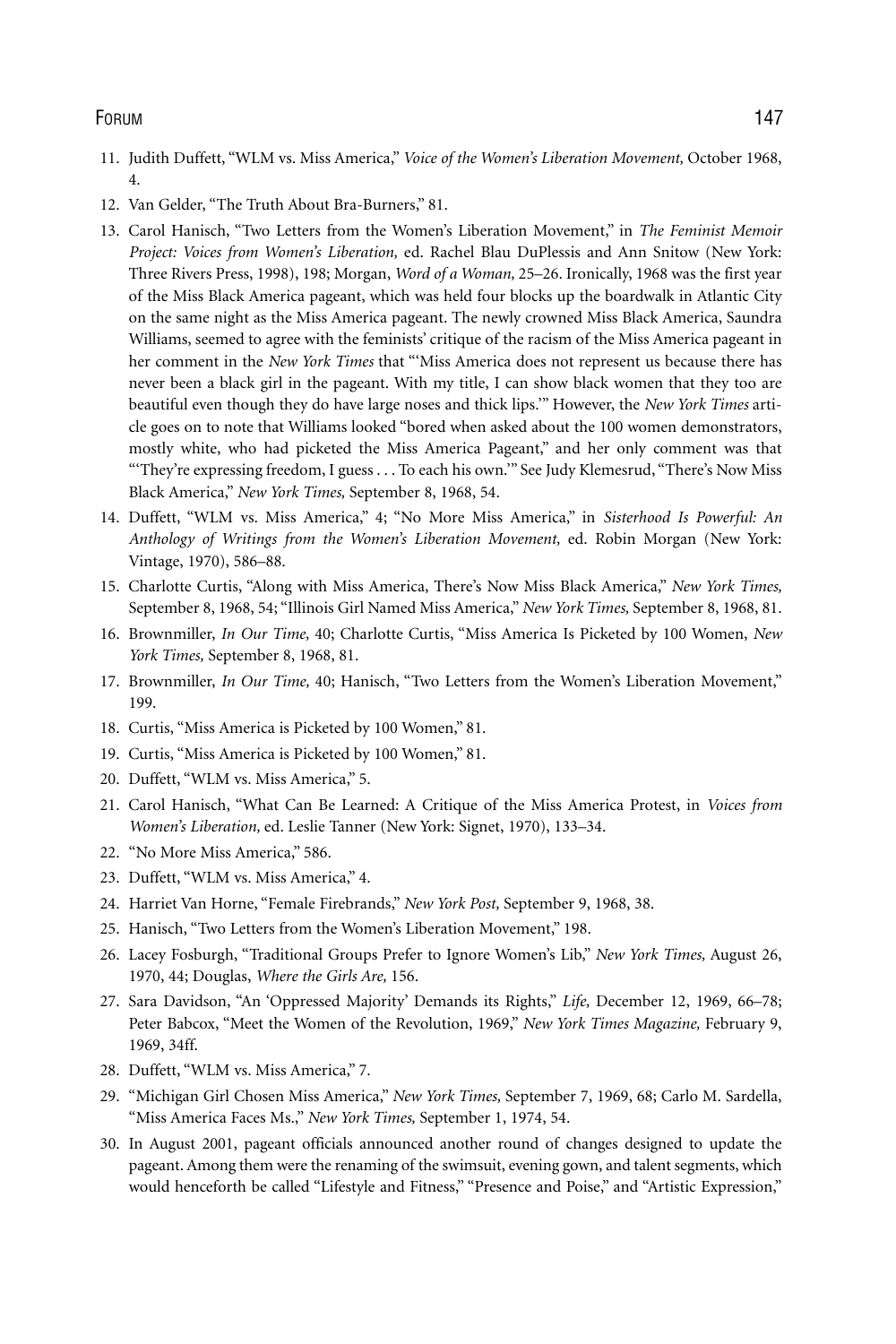11. Judith Duffett, "WLM vs. Miss America," *Voice of the Women's Liberation Movement,* October 1968, 4.
12. Van Gelder, "The Truth About Bra-Burners," 81.
13. Carol Hanisch, "Two Letters from the Women's Liberation Movement," in *The Feminist Memoir Project: Voices from Women's Liberation,* ed. Rachel Blau DuPlessis and Ann Snitow (New York: Three Rivers Press, 1998), 198; Morgan, *Word of a Woman,* 25–26. Ironically, 1968 was the first year of the Miss Black America pageant, which was held four blocks up the boardwalk in Atlantic City on the same night as the Miss America pageant. The newly crowned Miss Black America, Saundra Williams, seemed to agree with the feminists' critique of the racism of the Miss America pageant in her comment in the *New York Times* that "'Miss America does not represent us because there has never been a black girl in the pageant. With my title, I can show black women that they too are beautiful even though they do have large noses and thick lips.'" However, the *New York Times* article goes on to note that Williams looked "bored when asked about the 100 women demonstrators, mostly white, who had picketed the Miss America Pageant," and her only comment was that "'They're expressing freedom, I guess . . . To each his own.'" See Judy Klemesrud, "There's Now Miss Black America," *New York Times,* September 8, 1968, 54.
14. Duffett, "WLM vs. Miss America," 4; "No More Miss America," in *Sisterhood Is Powerful: An Anthology of Writings from the Women's Liberation Movement,* ed. Robin Morgan (New York: Vintage, 1970), 586–88.
15. Charlotte Curtis, "Along with Miss America, There's Now Miss Black America," *New York Times,* September 8, 1968, 54; "Illinois Girl Named Miss America," *New York Times,* September 8, 1968, 81.
16. Brownmiller, *In Our Time,* 40; Charlotte Curtis, "Miss America Is Picketed by 100 Women, *New York Times,* September 8, 1968, 81.
17. Brownmiller, *In Our Time,* 40; Hanisch, "Two Letters from the Women's Liberation Movement," 199.
18. Curtis, "Miss America is Picketed by 100 Women," 81.
19. Curtis, "Miss America is Picketed by 100 Women," 81.
20. Duffett, "WLM vs. Miss America," 5.
21. Carol Hanisch, "What Can Be Learned: A Critique of the Miss America Protest, in *Voices from Women's Liberation,* ed. Leslie Tanner (New York: Signet, 1970), 133–34.
22. "No More Miss America," 586.
23. Duffett, "WLM vs. Miss America," 4.
24. Harriet Van Horne, "Female Firebrands," *New York Post,* September 9, 1968, 38.
25. Hanisch, "Two Letters from the Women's Liberation Movement," 198.
26. Lacey Fosburgh, "Traditional Groups Prefer to Ignore Women's Lib," *New York Times,* August 26, 1970, 44; Douglas, *Where the Girls Are,* 156.
27. Sara Davidson, "An 'Oppressed Majority' Demands its Rights," *Life,* December 12, 1969, 66–78; Peter Babcox, "Meet the Women of the Revolution, 1969," *New York Times Magazine,* February 9, 1969, 34ff.
28. Duffett, "WLM vs. Miss America," 7.
29. "Michigan Girl Chosen Miss America," *New York Times,* September 7, 1969, 68; Carlo M. Sardella, "Miss America Faces Ms.," *New York Times,* September 1, 1974, 54.
30. In August 2001, pageant officials announced another round of changes designed to update the pageant. Among them were the renaming of the swimsuit, evening gown, and talent segments, which would henceforth be called "Lifestyle and Fitness," "Presence and Poise," and "Artistic Expression,"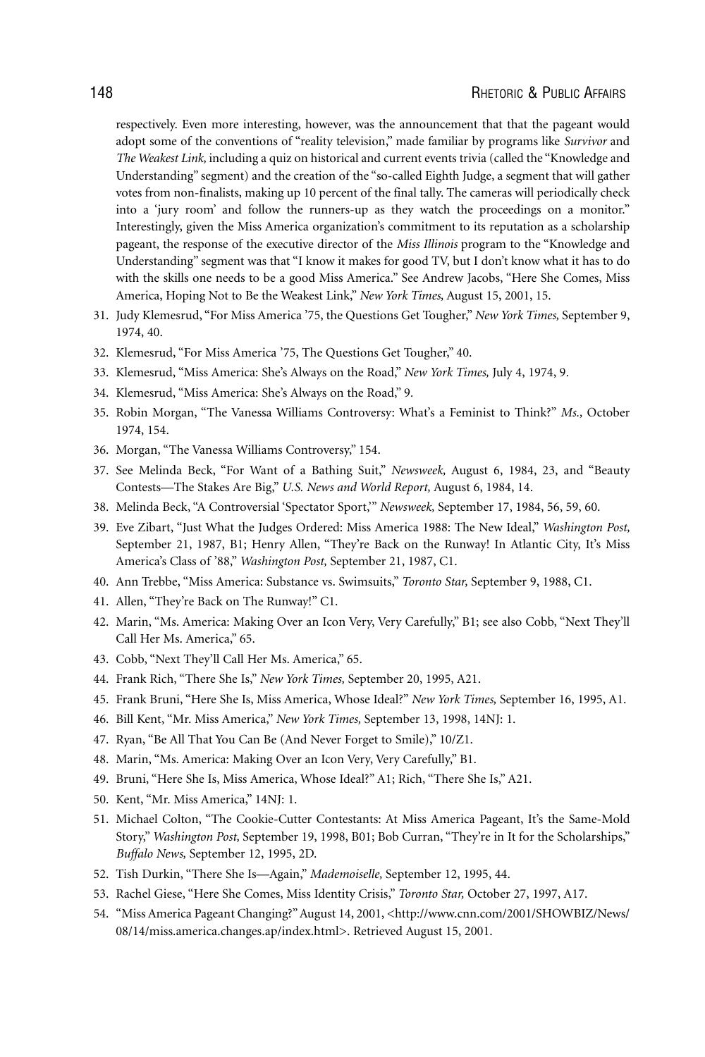respectively. Even more interesting, however, was the announcement that that the pageant would adopt some of the conventions of "reality television," made familiar by programs like *Survivor* and *The Weakest Link,* including a quiz on historical and current events trivia (called the "Knowledge and Understanding" segment) and the creation of the "so-called Eighth Judge, a segment that will gather votes from non-finalists, making up 10 percent of the final tally. The cameras will periodically check into a 'jury room' and follow the runners-up as they watch the proceedings on a monitor." Interestingly, given the Miss America organization's commitment to its reputation as a scholarship pageant, the response of the executive director of the *Miss Illinois* program to the "Knowledge and Understanding" segment was that "I know it makes for good TV, but I don't know what it has to do with the skills one needs to be a good Miss America." See Andrew Jacobs, "Here She Comes, Miss America, Hoping Not to Be the Weakest Link," *New York Times,* August 15, 2001, 15.

31. Judy Klemesrud, "For Miss America '75, the Questions Get Tougher," *New York Times,* September 9, 1974, 40.
32. Klemesrud, "For Miss America '75, The Questions Get Tougher," 40.
33. Klemesrud, "Miss America: She's Always on the Road," *New York Times,* July 4, 1974, 9.
34. Klemesrud, "Miss America: She's Always on the Road," 9.
35. Robin Morgan, "The Vanessa Williams Controversy: What's a Feminist to Think?" *Ms.,* October 1974, 154.
36. Morgan, "The Vanessa Williams Controversy," 154.
37. See Melinda Beck, "For Want of a Bathing Suit," *Newsweek,* August 6, 1984, 23, and "Beauty Contests—The Stakes Are Big," *U.S. News and World Report,* August 6, 1984, 14.
38. Melinda Beck, "A Controversial 'Spectator Sport,'" *Newsweek,* September 17, 1984, 56, 59, 60.
39. Eve Zibart, "Just What the Judges Ordered: Miss America 1988: The New Ideal," *Washington Post,* September 21, 1987, B1; Henry Allen, "They're Back on the Runway! In Atlantic City, It's Miss America's Class of '88," *Washington Post,* September 21, 1987, C1.
40. Ann Trebbe, "Miss America: Substance vs. Swimsuits," *Toronto Star,* September 9, 1988, C1.
41. Allen, "They're Back on The Runway!" C1.
42. Marin, "Ms. America: Making Over an Icon Very, Very Carefully," B1; see also Cobb, "Next They'll Call Her Ms. America," 65.
43. Cobb, "Next They'll Call Her Ms. America," 65.
44. Frank Rich, "There She Is," *New York Times,* September 20, 1995, A21.
45. Frank Bruni, "Here She Is, Miss America, Whose Ideal?" *New York Times,* September 16, 1995, A1.
46. Bill Kent, "Mr. Miss America," *New York Times,* September 13, 1998, 14NJ: 1.
47. Ryan, "Be All That You Can Be (And Never Forget to Smile)," 10/Z1.
48. Marin, "Ms. America: Making Over an Icon Very, Very Carefully," B1.
49. Bruni, "Here She Is, Miss America, Whose Ideal?" A1; Rich, "There She Is," A21.
50. Kent, "Mr. Miss America," 14NJ: 1.
51. Michael Colton, "The Cookie-Cutter Contestants: At Miss America Pageant, It's the Same-Mold Story," *Washington Post,* September 19, 1998, B01; Bob Curran, "They're in It for the Scholarships," *Buffalo News,* September 12, 1995, 2D.
52. Tish Durkin, "There She Is—Again," *Mademoiselle,* September 12, 1995, 44.
53. Rachel Giese, "Here She Comes, Miss Identity Crisis," *Toronto Star,* October 27, 1997, A17.
54. "Miss America Pageant Changing?" August 14, 2001, <http://www.cnn.com/2001/SHOWBIZ/News/08/14/miss.america.changes.ap/index.html>. Retrieved August 15, 2001.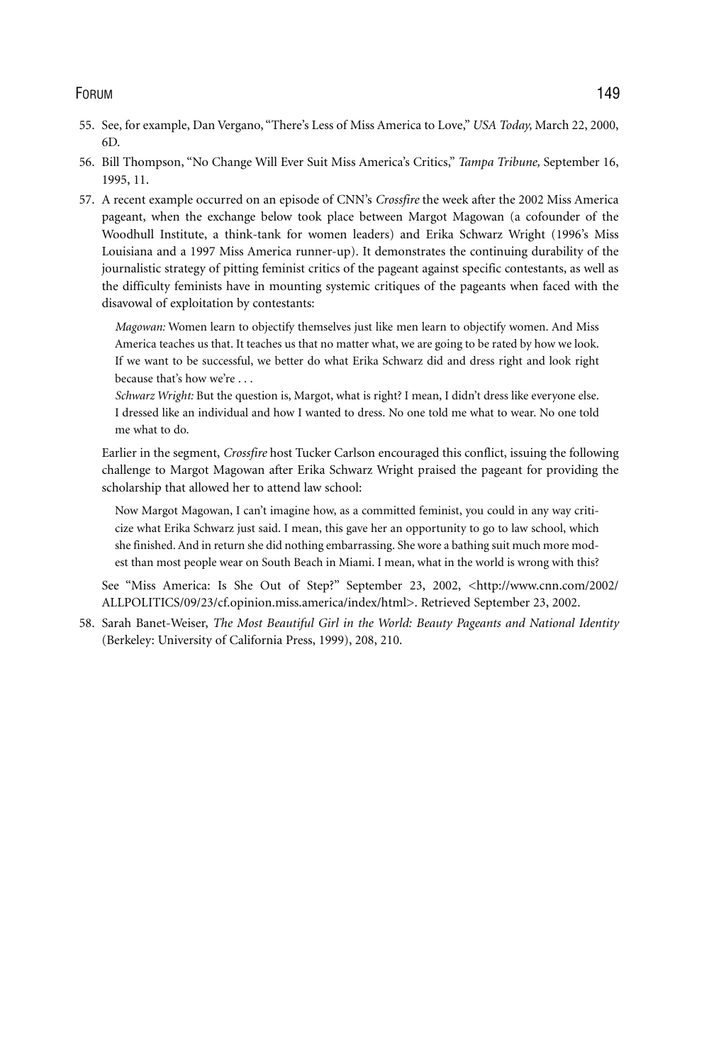55. See, for example, Dan Vergano, "There's Less of Miss America to Love," *USA Today,* March 22, 2000, 6D.

56. Bill Thompson, "No Change Will Ever Suit Miss America's Critics," *Tampa Tribune,* September 16, 1995, 11.

57. A recent example occurred on an episode of CNN's *Crossfire* the week after the 2002 Miss America pageant, when the exchange below took place between Margot Magowan (a cofounder of the Woodhull Institute, a think-tank for women leaders) and Erika Schwarz Wright (1996's Miss Louisiana and a 1997 Miss America runner-up). It demonstrates the continuing durability of the journalistic strategy of pitting feminist critics of the pageant against specific contestants, as well as the difficulty feminists have in mounting systemic critiques of the pageants when faced with the disavowal of exploitation by contestants:

    *Magowan:* Women learn to objectify themselves just like men learn to objectify women. And Miss America teaches us that. It teaches us that no matter what, we are going to be rated by how we look. If we want to be successful, we better do what Erika Schwarz did and dress right and look right because that's how we're . . .

    *Schwarz Wright:* But the question is, Margot, what is right? I mean, I didn't dress like everyone else. I dressed like an individual and how I wanted to dress. No one told me what to wear. No one told me what to do.

    Earlier in the segment, *Crossfire* host Tucker Carlson encouraged this conflict, issuing the following challenge to Margot Magowan after Erika Schwarz Wright praised the pageant for providing the scholarship that allowed her to attend law school:

    Now Margot Magowan, I can't imagine how, as a committed feminist, you could in any way criticize what Erika Schwarz just said. I mean, this gave her an opportunity to go to law school, which she finished. And in return she did nothing embarrassing. She wore a bathing suit much more modest than most people wear on South Beach in Miami. I mean, what in the world is wrong with this?

    See "Miss America: Is She Out of Step?" September 23, 2002, <http://www.cnn.com/2002/ALLPOLITICS/09/23/cf.opinion.miss.america/index/html>. Retrieved September 23, 2002.

58. Sarah Banet-Weiser, *The Most Beautiful Girl in the World: Beauty Pageants and National Identity* (Berkeley: University of California Press, 1999), 208, 210.